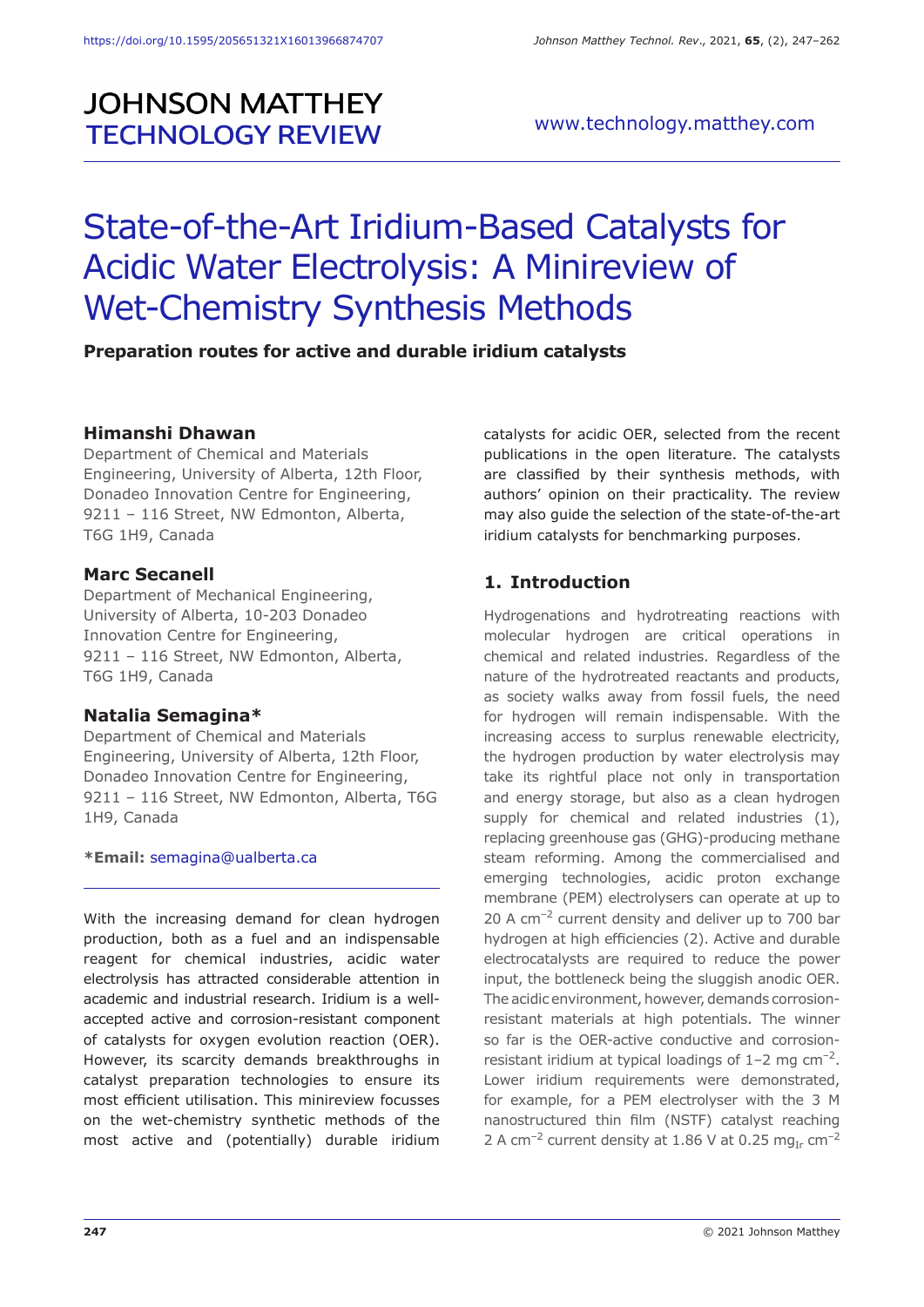# State-of-the-Art Iridium-Based Catalysts for Acidic Water Electrolysis: A Minireview of Wet-Chemistry Synthesis Methods

**Preparation routes for active and durable iridium catalysts**

**Himanshi Dhawan**
Department of Chemical and Materials Engineering, University of Alberta, 12th Floor, Donadeo Innovation Centre for Engineering, 9211 – 116 Street, NW Edmonton, Alberta, T6G 1H9, Canada

**Marc Secanell**
Department of Mechanical Engineering, University of Alberta, 10-203 Donadeo Innovation Centre for Engineering, 9211 – 116 Street, NW Edmonton, Alberta, T6G 1H9, Canada

**Natalia Semagina***
Department of Chemical and Materials Engineering, University of Alberta, 12th Floor, Donadeo Innovation Centre for Engineering, 9211 – 116 Street, NW Edmonton, Alberta, T6G 1H9, Canada

***Email:** semagina@ualberta.ca

With the increasing demand for clean hydrogen production, both as a fuel and an indispensable reagent for chemical industries, acidic water electrolysis has attracted considerable attention in academic and industrial research. Iridium is a well-accepted active and corrosion-resistant component of catalysts for oxygen evolution reaction (OER). However, its scarcity demands breakthroughs in catalyst preparation technologies to ensure its most efficient utilisation. This minireview focusses on the wet-chemistry synthetic methods of the most active and (potentially) durable iridium catalysts for acidic OER, selected from the recent publications in the open literature. The catalysts are classified by their synthesis methods, with authors' opinion on their practicality. The review may also guide the selection of the state-of-the-art iridium catalysts for benchmarking purposes.

## 1. Introduction

Hydrogenations and hydrotreating reactions with molecular hydrogen are critical operations in chemical and related industries. Regardless of the nature of the hydrotreated reactants and products, as society walks away from fossil fuels, the need for hydrogen will remain indispensable. With the increasing access to surplus renewable electricity, the hydrogen production by water electrolysis may take its rightful place not only in transportation and energy storage, but also as a clean hydrogen supply for chemical and related industries (1), replacing greenhouse gas (GHG)-producing methane steam reforming. Among the commercialised and emerging technologies, acidic proton exchange membrane (PEM) electrolysers can operate at up to 20 A $cm^{-2}$ current density and deliver up to 700 bar hydrogen at high efficiencies (2). Active and durable electrocatalysts are required to reduce the power input, the bottleneck being the sluggish anodic OER. The acidic environment, however, demands corrosion-resistant materials at high potentials. The winner so far is the OER-active conductive and corrosion-resistant iridium at typical loadings of 1–2 mg $cm^{-2}$. Lower iridium requirements were demonstrated, for example, for a PEM electrolyser with the 3 M nanostructured thin film (NSTF) catalyst reaching 2 A $cm^{-2}$ current density at 1.86 V at 0.25 $mg_{Ir}$ $cm^{-2}$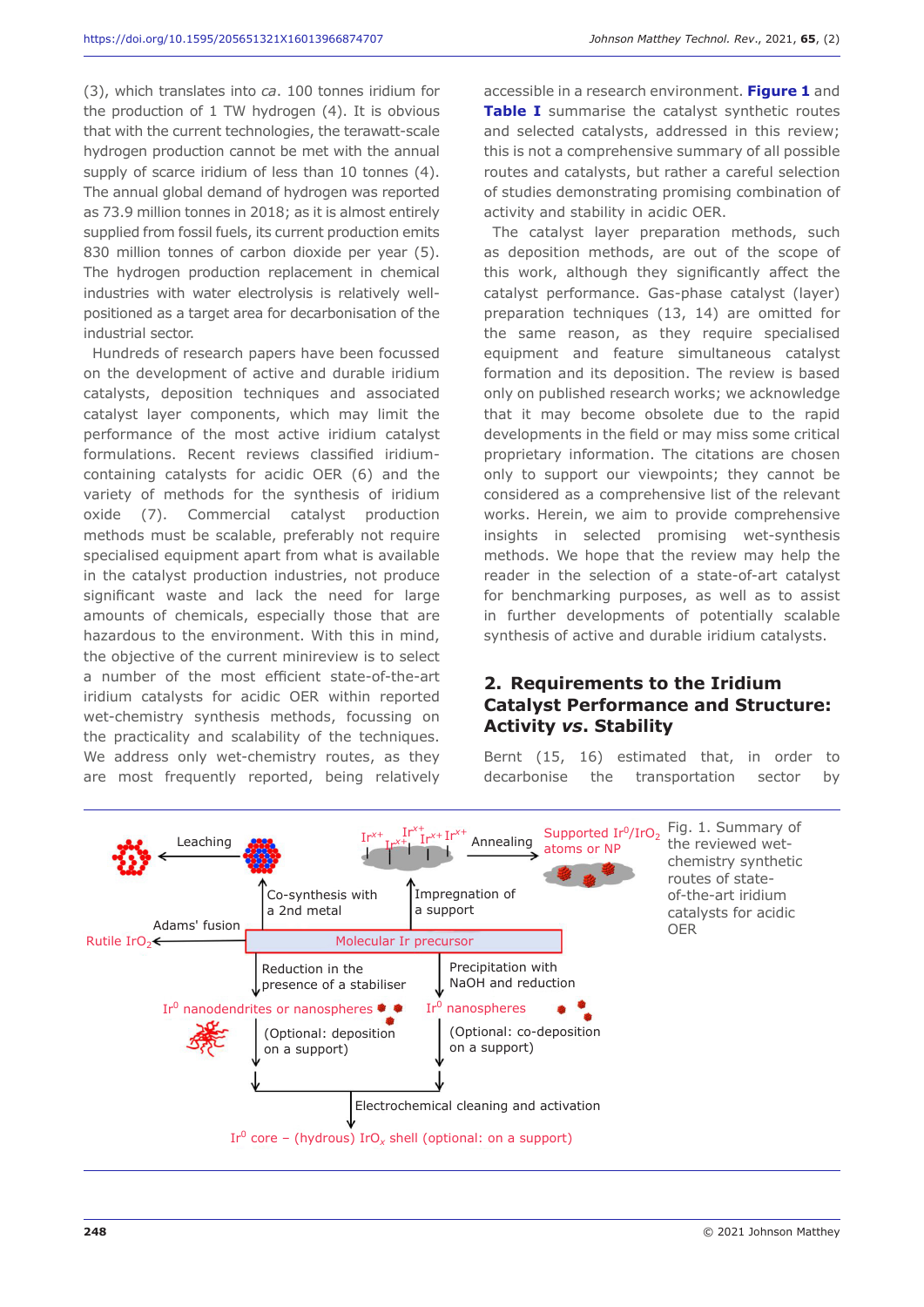(3), which translates into *ca*. 100 tonnes iridium for the production of 1 TW hydrogen (4). It is obvious that with the current technologies, the terawatt-scale hydrogen production cannot be met with the annual supply of scarce iridium of less than 10 tonnes (4). The annual global demand of hydrogen was reported as 73.9 million tonnes in 2018; as it is almost entirely supplied from fossil fuels, its current production emits 830 million tonnes of carbon dioxide per year (5). The hydrogen production replacement in chemical industries with water electrolysis is relatively well-positioned as a target area for decarbonisation of the industrial sector.

Hundreds of research papers have been focussed on the development of active and durable iridium catalysts, deposition techniques and associated catalyst layer components, which may limit the performance of the most active iridium catalyst formulations. Recent reviews classified iridium-containing catalysts for acidic OER (6) and the variety of methods for the synthesis of iridium oxide (7). Commercial catalyst production methods must be scalable, preferably not require specialised equipment apart from what is available in the catalyst production industries, not produce significant waste and lack the need for large amounts of chemicals, especially those that are hazardous to the environment. With this in mind, the objective of the current minireview is to select a number of the most efficient state-of-the-art iridium catalysts for acidic OER within reported wet-chemistry synthesis methods, focussing on the practicality and scalability of the techniques. We address only wet-chemistry routes, as they are most frequently reported, being relatively accessible in a research environment. **Figure 1** and **Table I** summarise the catalyst synthetic routes and selected catalysts, addressed in this review; this is not a comprehensive summary of all possible routes and catalysts, but rather a careful selection of studies demonstrating promising combination of activity and stability in acidic OER.

The catalyst layer preparation methods, such as deposition methods, are out of the scope of this work, although they significantly affect the catalyst performance. Gas-phase catalyst (layer) preparation techniques (13, 14) are omitted for the same reason, as they require specialised equipment and feature simultaneous catalyst formation and its deposition. The review is based only on published research works; we acknowledge that it may become obsolete due to the rapid developments in the field or may miss some critical proprietary information. The citations are chosen only to support our viewpoints; they cannot be considered as a comprehensive list of the relevant works. Herein, we aim to provide comprehensive insights in selected promising wet-synthesis methods. We hope that the review may help the reader in the selection of a state-of-art catalyst for benchmarking purposes, as well as to assist in further developments of potentially scalable synthesis of active and durable iridium catalysts.

## 2. Requirements to the Iridium Catalyst Performance and Structure: Activity *vs.* Stability

Bernt (15, 16) estimated that, in order to decarbonise the transportation sector by

Fig. 1. Summary of the reviewed wet-chemistry synthetic routes of state-of-the-art iridium catalysts for acidic OER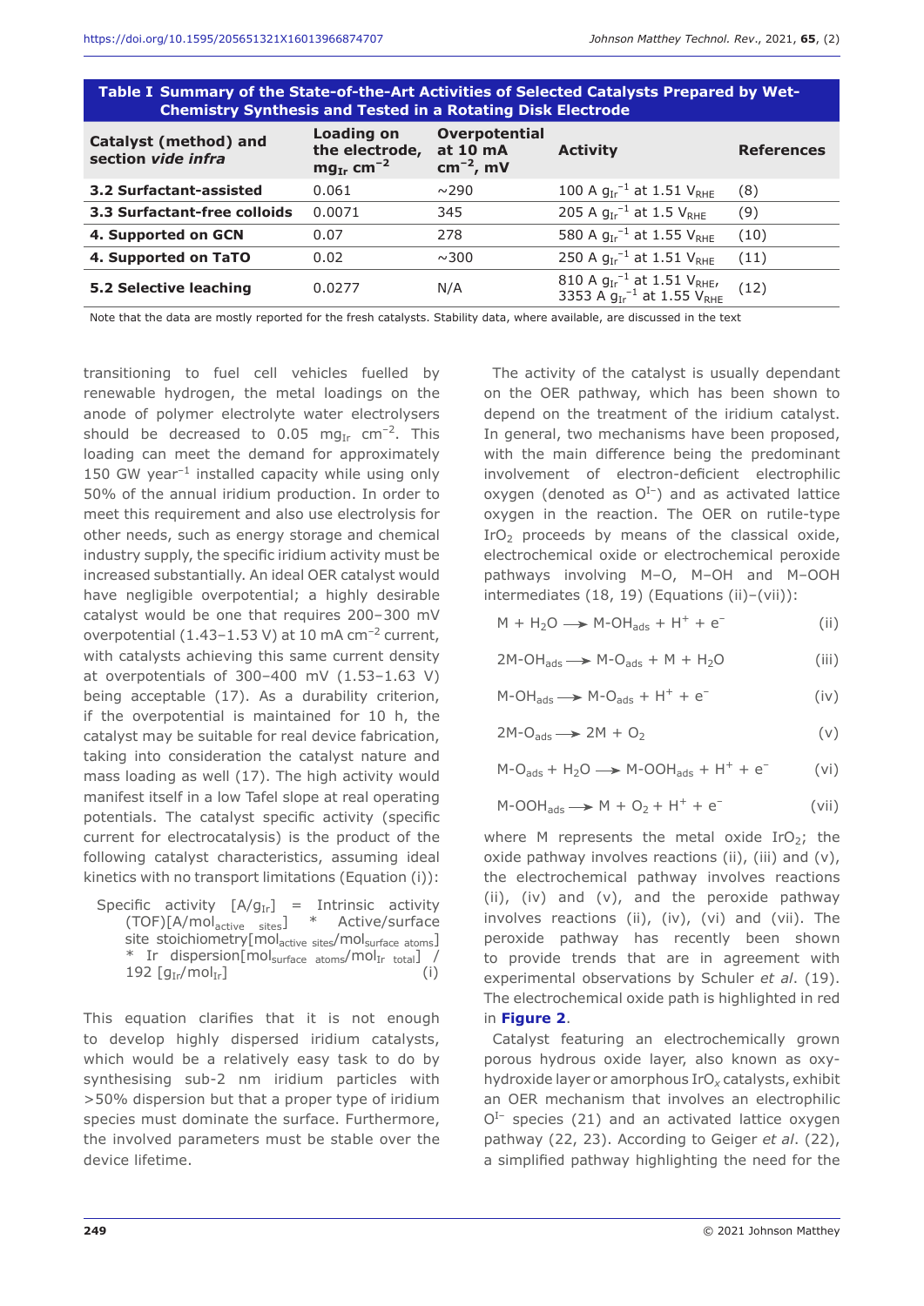**Table I Summary of the State-of-the-Art Activities of Selected Catalysts Prepared by Wet-Chemistry Synthesis and Tested in a Rotating Disk Electrode**

| Catalyst (method) and section *vide infra* | Loading on the electrode, $mg_{Ir}\ cm^{-2}$ | Overpotential at 10 mA $cm^{-2}$, mV | Activity | References |
|---|---|---|---|---|
| **3.2 Surfactant-assisted** | 0.061 | ~290 | 100 A $g_{Ir}^{-1}$ at 1.51 $V_{RHE}$ | (8) |
| **3.3 Surfactant-free colloids** | 0.0071 | 345 | 205 A $g_{Ir}^{-1}$ at 1.5 $V_{RHE}$ | (9) |
| **4. Supported on GCN** | 0.07 | 278 | 580 A $g_{Ir}^{-1}$ at 1.55 $V_{RHE}$ | (10) |
| **4. Supported on TaTO** | 0.02 | ~300 | 250 A $g_{Ir}^{-1}$ at 1.51 $V_{RHE}$ | (11) |
| **5.2 Selective leaching** | 0.0277 | N/A | 810 A $g_{Ir}^{-1}$ at 1.51 $V_{RHE}$, 3353 A $g_{Ir}^{-1}$ at 1.55 $V_{RHE}$ | (12) |

Note that the data are mostly reported for the fresh catalysts. Stability data, where available, are discussed in the text

transitioning to fuel cell vehicles fuelled by renewable hydrogen, the metal loadings on the anode of polymer electrolyte water electrolysers should be decreased to 0.05 $mg_{Ir}\ cm^{-2}$. This loading can meet the demand for approximately 150 GW $year^{-1}$ installed capacity while using only 50% of the annual iridium production. In order to meet this requirement and also use electrolysis for other needs, such as energy storage and chemical industry supply, the specific iridium activity must be increased substantially. An ideal OER catalyst would have negligible overpotential; a highly desirable catalyst would be one that requires 200–300 mV overpotential (1.43–1.53 V) at 10 mA $cm^{-2}$ current, with catalysts achieving this same current density at overpotentials of 300–400 mV (1.53–1.63 V) being acceptable (17). As a durability criterion, if the overpotential is maintained for 10 h, the catalyst may be suitable for real device fabrication, taking into consideration the catalyst nature and mass loading as well (17). The high activity would manifest itself in a low Tafel slope at real operating potentials. The catalyst specific activity (specific current for electrocatalysis) is the product of the following catalyst characteristics, assuming ideal kinetics with no transport limitations (Equation (i)):

Specific activity $[A/g_{Ir}]$ = Intrinsic activity (TOF)$[A/mol_{active\ sites}]$ * Active/surface site stoichiometry$[mol_{active\ sites}/mol_{surface\ atoms}]$ * Ir dispersion$[mol_{surface\ atoms}/mol_{Ir\ total}]$ / 192 $[g_{Ir}/mol_{Ir}]$ (i)

This equation clarifies that it is not enough to develop highly dispersed iridium catalysts, which would be a relatively easy task to do by synthesising sub-2 nm iridium particles with >50% dispersion but that a proper type of iridium species must dominate the surface. Furthermore, the involved parameters must be stable over the device lifetime.

The activity of the catalyst is usually dependant on the OER pathway, which has been shown to depend on the treatment of the iridium catalyst. In general, two mechanisms have been proposed, with the main difference being the predominant involvement of electron-deficient electrophilic oxygen (denoted as $O^{I-}$) and as activated lattice oxygen in the reaction. The OER on rutile-type $IrO_2$ proceeds by means of the classical oxide, electrochemical oxide or electrochemical peroxide pathways involving M–O, M–OH and M–OOH intermediates (18, 19) (Equations (ii)–(vii)):

$$M + H_2O \longrightarrow M\text{-}OH_{ads} + H^+ + e^- \quad (ii)$$

$$2M\text{-}OH_{ads} \longrightarrow M\text{-}O_{ads} + M + H_2O \quad (iii)$$

$$M\text{-}OH_{ads} \longrightarrow M\text{-}O_{ads} + H^+ + e^- \quad (iv)$$

$$2M\text{-}O_{ads} \longrightarrow 2M + O_2 \quad (v)$$

$$M\text{-}O_{ads} + H_2O \longrightarrow M\text{-}OOH_{ads} + H^+ + e^- \quad (vi)$$

$$M\text{-}OOH_{ads} \longrightarrow M + O_2 + H^+ + e^- \quad (vii)$$

where M represents the metal oxide $IrO_2$; the oxide pathway involves reactions (ii), (iii) and (v), the electrochemical pathway involves reactions (ii), (iv) and (v), and the peroxide pathway involves reactions (ii), (iv), (vi) and (vii). The peroxide pathway has recently been shown to provide trends that are in agreement with experimental observations by Schuler *et al.* (19). The electrochemical oxide path is highlighted in red in **Figure 2**.

Catalyst featuring an electrochemically grown porous hydrous oxide layer, also known as oxy-hydroxide layer or amorphous $IrO_x$ catalysts, exhibit an OER mechanism that involves an electrophilic $O^{I-}$ species (21) and an activated lattice oxygen pathway (22, 23). According to Geiger *et al.* (22), a simplified pathway highlighting the need for the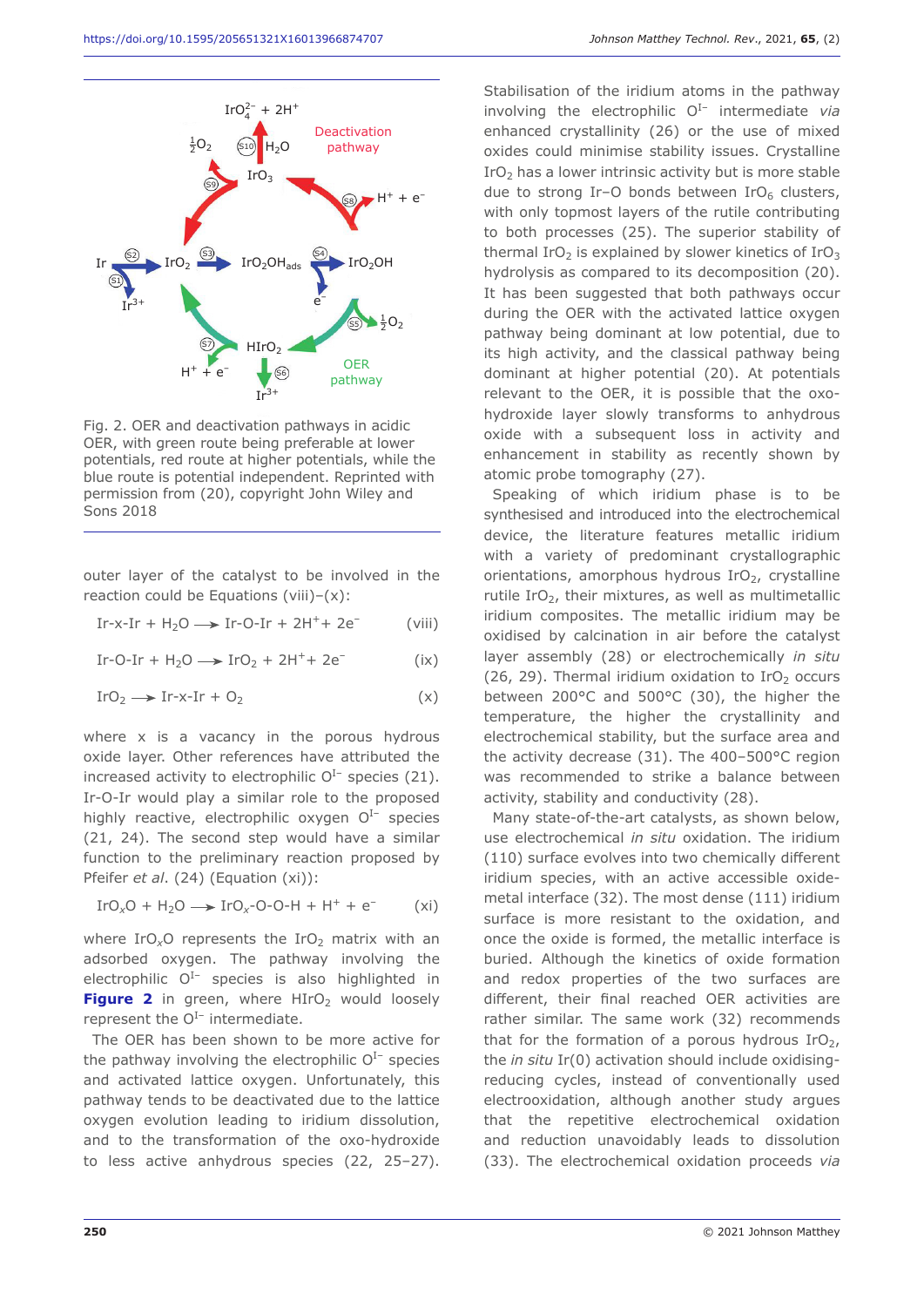Fig. 2. OER and deactivation pathways in acidic OER, with green route being preferable at lower potentials, red route at higher potentials, while the blue route is potential independent. Reprinted with permission from (20), copyright John Wiley and Sons 2018

outer layer of the catalyst to be involved in the reaction could be Equations (viii)–(x):

$$\text{Ir-x-Ir} + H_2O \longrightarrow \text{Ir-O-Ir} + 2H^+ + 2e^- \qquad \text{(viii)}$$

$$\text{Ir-O-Ir} + H_2O \longrightarrow IrO_2 + 2H^+ + 2e^- \qquad \text{(ix)}$$

$$IrO_2 \longrightarrow \text{Ir-x-Ir} + O_2 \qquad \text{(x)}$$

where x is a vacancy in the porous hydrous oxide layer. Other references have attributed the increased activity to electrophilic $O^{I-}$ species (21). Ir-O-Ir would play a similar role to the proposed highly reactive, electrophilic oxygen $O^{I-}$ species (21, 24). The second step would have a similar function to the preliminary reaction proposed by Pfeifer *et al*. (24) (Equation (xi)):

$$IrO_xO + H_2O \longrightarrow IrO_x\text{-O-O-H} + H^+ + e^- \qquad \text{(xi)}$$

where $IrO_xO$ represents the $IrO_2$ matrix with an adsorbed oxygen. The pathway involving the electrophilic $O^{I-}$ species is also highlighted in **Figure 2** in green, where $HIrO_2$ would loosely represent the $O^{I-}$ intermediate.

The OER has been shown to be more active for the pathway involving the electrophilic $O^{I-}$ species and activated lattice oxygen. Unfortunately, this pathway tends to be deactivated due to the lattice oxygen evolution leading to iridium dissolution, and to the transformation of the oxo-hydroxide to less active anhydrous species (22, 25–27). Stabilisation of the iridium atoms in the pathway involving the electrophilic $O^{I-}$ intermediate *via* enhanced crystallinity (26) or the use of mixed oxides could minimise stability issues. Crystalline $IrO_2$ has a lower intrinsic activity but is more stable due to strong Ir–O bonds between $IrO_6$ clusters, with only topmost layers of the rutile contributing to both processes (25). The superior stability of thermal $IrO_2$ is explained by slower kinetics of $IrO_3$ hydrolysis as compared to its decomposition (20). It has been suggested that both pathways occur during the OER with the activated lattice oxygen pathway being dominant at low potential, due to its high activity, and the classical pathway being dominant at higher potential (20). At potentials relevant to the OER, it is possible that the oxo-hydroxide layer slowly transforms to anhydrous oxide with a subsequent loss in activity and enhancement in stability as recently shown by atomic probe tomography (27).

Speaking of which iridium phase is to be synthesised and introduced into the electrochemical device, the literature features metallic iridium with a variety of predominant crystallographic orientations, amorphous hydrous $IrO_2$, crystalline rutile $IrO_2$, their mixtures, as well as multimetallic iridium composites. The metallic iridium may be oxidised by calcination in air before the catalyst layer assembly (28) or electrochemically *in situ* (26, 29). Thermal iridium oxidation to $IrO_2$ occurs between 200°C and 500°C (30), the higher the temperature, the higher the crystallinity and electrochemical stability, but the surface area and the activity decrease (31). The 400–500°C region was recommended to strike a balance between activity, stability and conductivity (28).

Many state-of-the-art catalysts, as shown below, use electrochemical *in situ* oxidation. The iridium (110) surface evolves into two chemically different iridium species, with an active accessible oxide-metal interface (32). The most dense (111) iridium surface is more resistant to the oxidation, and once the oxide is formed, the metallic interface is buried. Although the kinetics of oxide formation and redox properties of the two surfaces are different, their final reached OER activities are rather similar. The same work (32) recommends that for the formation of a porous hydrous $IrO_2$, the *in situ* Ir(0) activation should include oxidising-reducing cycles, instead of conventionally used electrooxidation, although another study argues that the repetitive electrochemical oxidation and reduction unavoidably leads to dissolution (33). The electrochemical oxidation proceeds *via*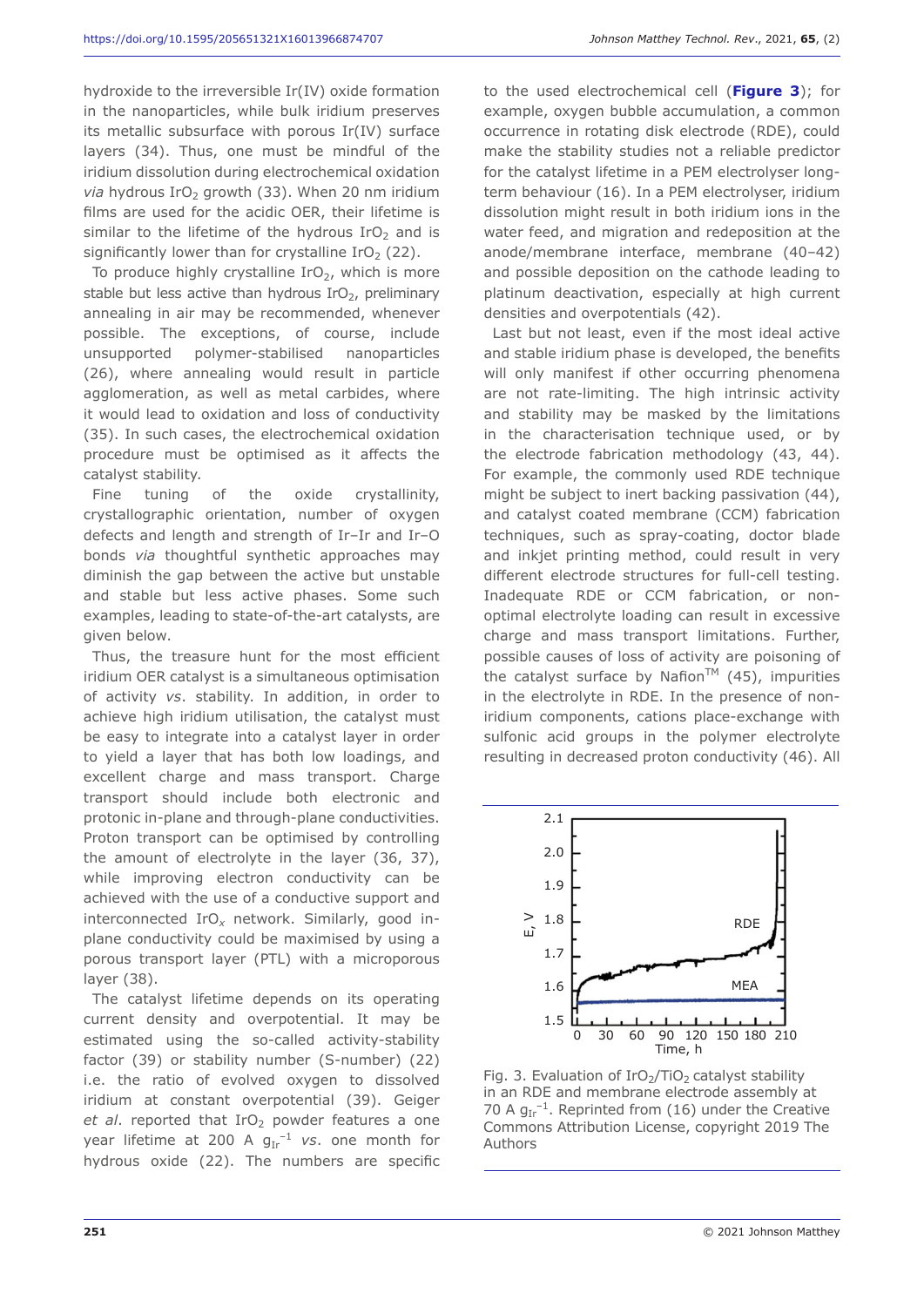hydroxide to the irreversible Ir(IV) oxide formation in the nanoparticles, while bulk iridium preserves its metallic subsurface with porous Ir(IV) surface layers (34). Thus, one must be mindful of the iridium dissolution during electrochemical oxidation *via* hydrous $IrO_2$ growth (33). When 20 nm iridium films are used for the acidic OER, their lifetime is similar to the lifetime of the hydrous $IrO_2$ and is significantly lower than for crystalline $IrO_2$ (22).

To produce highly crystalline $IrO_2$, which is more stable but less active than hydrous $IrO_2$, preliminary annealing in air may be recommended, whenever possible. The exceptions, of course, include unsupported polymer-stabilised nanoparticles (26), where annealing would result in particle agglomeration, as well as metal carbides, where it would lead to oxidation and loss of conductivity (35). In such cases, the electrochemical oxidation procedure must be optimised as it affects the catalyst stability.

Fine tuning of the oxide crystallinity, crystallographic orientation, number of oxygen defects and length and strength of Ir–Ir and Ir–O bonds *via* thoughtful synthetic approaches may diminish the gap between the active but unstable and stable but less active phases. Some such examples, leading to state-of-the-art catalysts, are given below.

Thus, the treasure hunt for the most efficient iridium OER catalyst is a simultaneous optimisation of activity *vs*. stability. In addition, in order to achieve high iridium utilisation, the catalyst must be easy to integrate into a catalyst layer in order to yield a layer that has both low loadings, and excellent charge and mass transport. Charge transport should include both electronic and protonic in-plane and through-plane conductivities. Proton transport can be optimised by controlling the amount of electrolyte in the layer (36, 37), while improving electron conductivity can be achieved with the use of a conductive support and interconnected $IrO_x$ network. Similarly, good in-plane conductivity could be maximised by using a porous transport layer (PTL) with a microporous layer (38).

The catalyst lifetime depends on its operating current density and overpotential. It may be estimated using the so-called activity-stability factor (39) or stability number (S-number) (22) i.e. the ratio of evolved oxygen to dissolved iridium at constant overpotential (39). Geiger *et al*. reported that $IrO_2$ powder features a one year lifetime at 200 A $g_{Ir}^{-1}$ *vs*. one month for hydrous oxide (22). The numbers are specific to the used electrochemical cell (**Figure 3**); for example, oxygen bubble accumulation, a common occurrence in rotating disk electrode (RDE), could make the stability studies not a reliable predictor for the catalyst lifetime in a PEM electrolyser long-term behaviour (16). In a PEM electrolyser, iridium dissolution might result in both iridium ions in the water feed, and migration and redeposition at the anode/membrane interface, membrane (40–42) and possible deposition on the cathode leading to platinum deactivation, especially at high current densities and overpotentials (42).

Last but not least, even if the most ideal active and stable iridium phase is developed, the benefits will only manifest if other occurring phenomena are not rate-limiting. The high intrinsic activity and stability may be masked by the limitations in the characterisation technique used, or by the electrode fabrication methodology (43, 44). For example, the commonly used RDE technique might be subject to inert backing passivation (44), and catalyst coated membrane (CCM) fabrication techniques, such as spray-coating, doctor blade and inkjet printing method, could result in very different electrode structures for full-cell testing. Inadequate RDE or CCM fabrication, or non-optimal electrolyte loading can result in excessive charge and mass transport limitations. Further, possible causes of loss of activity are poisoning of the catalyst surface by Nafion™ (45), impurities in the electrolyte in RDE. In the presence of non-iridium components, cations place-exchange with sulfonic acid groups in the polymer electrolyte resulting in decreased proton conductivity (46). All

Fig. 3. Evaluation of $IrO_2/TiO_2$ catalyst stability in an RDE and membrane electrode assembly at 70 A $g_{Ir}^{-1}$. Reprinted from (16) under the Creative Commons Attribution License, copyright 2019 The Authors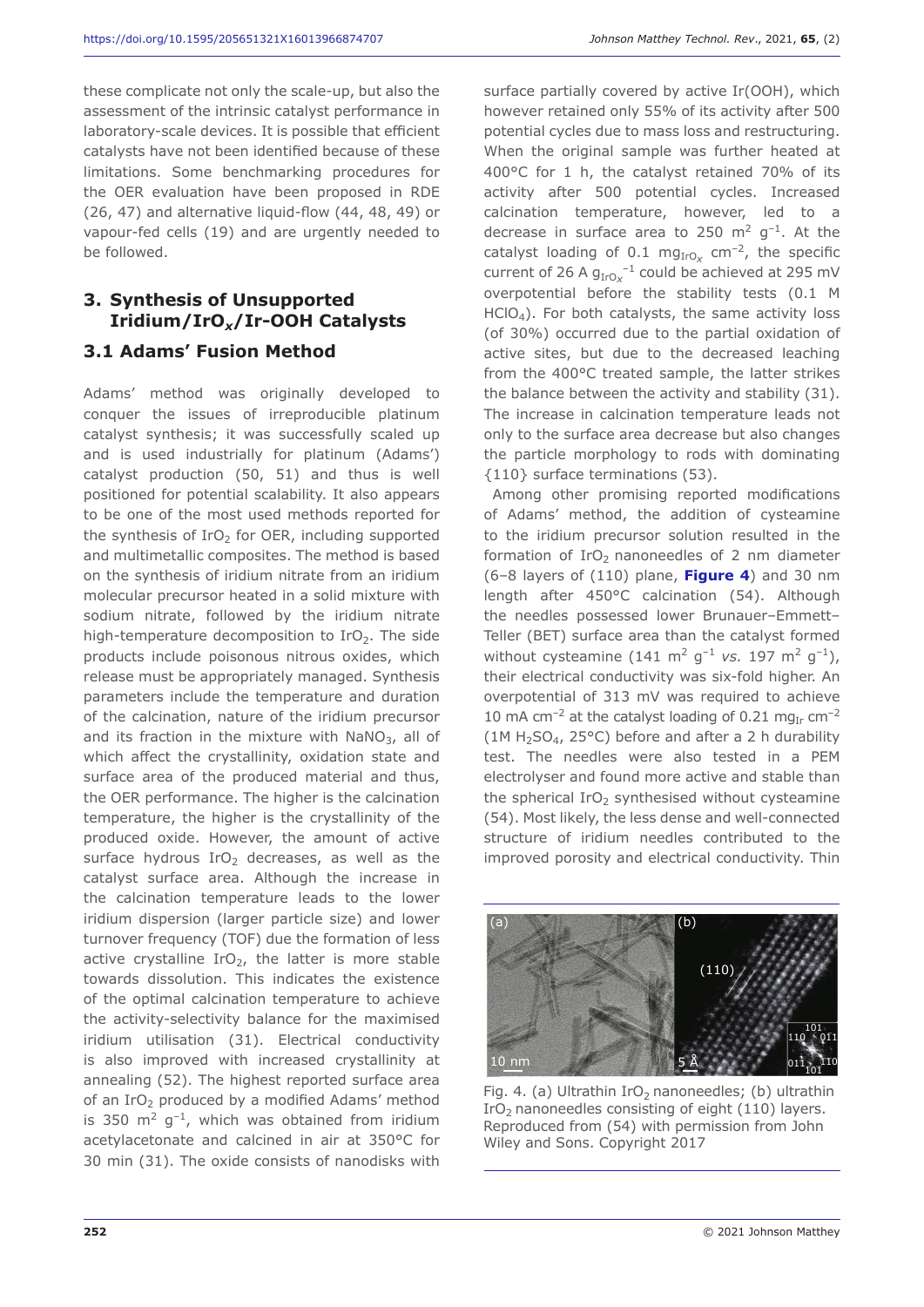these complicate not only the scale-up, but also the assessment of the intrinsic catalyst performance in laboratory-scale devices. It is possible that efficient catalysts have not been identified because of these limitations. Some benchmarking procedures for the OER evaluation have been proposed in RDE (26, 47) and alternative liquid-flow (44, 48, 49) or vapour-fed cells (19) and are urgently needed to be followed.

## 3. Synthesis of Unsupported Iridium/$IrO_x$/Ir-OOH Catalysts

### 3.1 Adams' Fusion Method

Adams' method was originally developed to conquer the issues of irreproducible platinum catalyst synthesis; it was successfully scaled up and is used industrially for platinum (Adams') catalyst production (50, 51) and thus is well positioned for potential scalability. It also appears to be one of the most used methods reported for the synthesis of $IrO_2$ for OER, including supported and multimetallic composites. The method is based on the synthesis of iridium nitrate from an iridium molecular precursor heated in a solid mixture with sodium nitrate, followed by the iridium nitrate high-temperature decomposition to $IrO_2$. The side products include poisonous nitrous oxides, which release must be appropriately managed. Synthesis parameters include the temperature and duration of the calcination, nature of the iridium precursor and its fraction in the mixture with $NaNO_3$, all of which affect the crystallinity, oxidation state and surface area of the produced material and thus, the OER performance. The higher is the calcination temperature, the higher is the crystallinity of the produced oxide. However, the amount of active surface hydrous $IrO_2$ decreases, as well as the catalyst surface area. Although the increase in the calcination temperature leads to the lower iridium dispersion (larger particle size) and lower turnover frequency (TOF) due the formation of less active crystalline $IrO_2$, the latter is more stable towards dissolution. This indicates the existence of the optimal calcination temperature to achieve the activity-selectivity balance for the maximised iridium utilisation (31). Electrical conductivity is also improved with increased crystallinity at annealing (52). The highest reported surface area of an $IrO_2$ produced by a modified Adams' method is 350 $m^2\ g^{-1}$, which was obtained from iridium acetylacetonate and calcined in air at 350°C for 30 min (31). The oxide consists of nanodisks with surface partially covered by active Ir(OOH), which however retained only 55% of its activity after 500 potential cycles due to mass loss and restructuring. When the original sample was further heated at 400°C for 1 h, the catalyst retained 70% of its activity after 500 potential cycles. Increased calcination temperature, however, led to a decrease in surface area to 250 $m^2\ g^{-1}$. At the catalyst loading of 0.1 $mg_{IrO_x}\ cm^{-2}$, the specific current of 26 A $g_{IrO_x}^{-1}$ could be achieved at 295 mV overpotential before the stability tests (0.1 M $HClO_4$). For both catalysts, the same activity loss (of 30%) occurred due to the partial oxidation of active sites, but due to the decreased leaching from the 400°C treated sample, the latter strikes the balance between the activity and stability (31). The increase in calcination temperature leads not only to the surface area decrease but also changes the particle morphology to rods with dominating {110} surface terminations (53).

Among other promising reported modifications of Adams' method, the addition of cysteamine to the iridium precursor solution resulted in the formation of $IrO_2$ nanoneedles of 2 nm diameter (6–8 layers of (110) plane, **Figure 4**) and 30 nm length after 450°C calcination (54). Although the needles possessed lower Brunauer–Emmett–Teller (BET) surface area than the catalyst formed without cysteamine (141 $m^2\ g^{-1}$ *vs.* 197 $m^2\ g^{-1}$), their electrical conductivity was six-fold higher. An overpotential of 313 mV was required to achieve 10 mA $cm^{-2}$ at the catalyst loading of 0.21 $mg_{Ir}\ cm^{-2}$ (1M $H_2SO_4$, 25°C) before and after a 2 h durability test. The needles were also tested in a PEM electrolyser and found more active and stable than the spherical $IrO_2$ synthesised without cysteamine (54). Most likely, the less dense and well-connected structure of iridium needles contributed to the improved porosity and electrical conductivity. Thin

Fig. 4. (a) Ultrathin $IrO_2$ nanoneedles; (b) ultrathin $IrO_2$ nanoneedles consisting of eight (110) layers. Reproduced from (54) with permission from John Wiley and Sons. Copyright 2017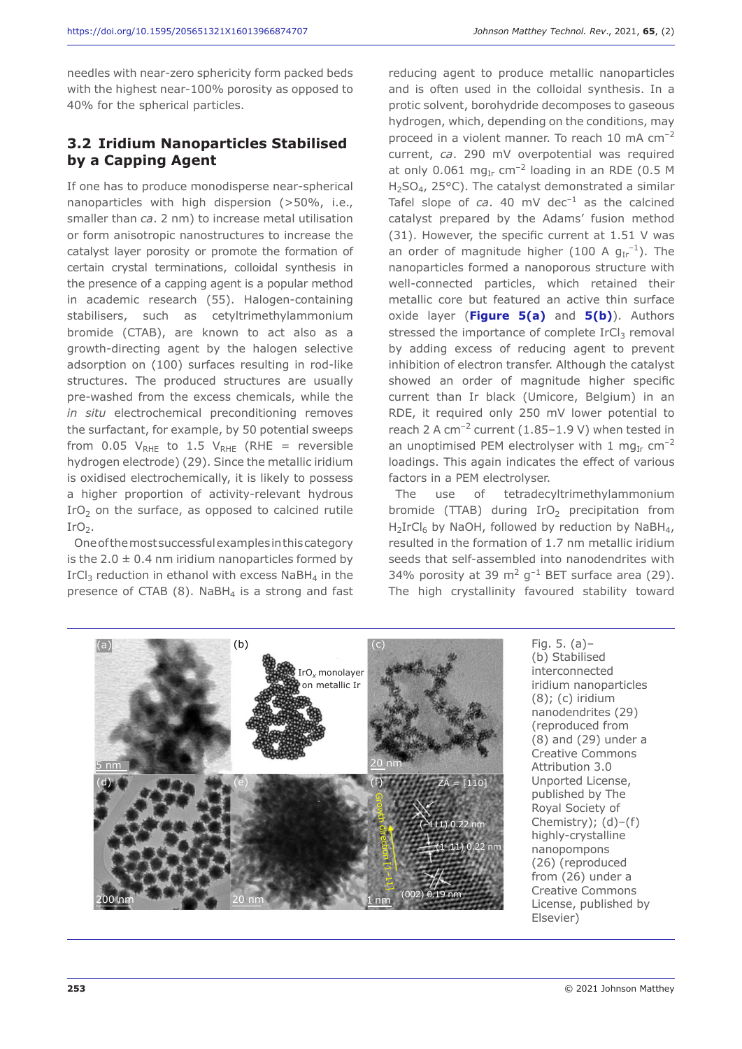needles with near-zero sphericity form packed beds with the highest near-100% porosity as opposed to 40% for the spherical particles.

## 3.2 Iridium Nanoparticles Stabilised by a Capping Agent

If one has to produce monodisperse near-spherical nanoparticles with high dispersion (>50%, i.e., smaller than *ca*. 2 nm) to increase metal utilisation or form anisotropic nanostructures to increase the catalyst layer porosity or promote the formation of certain crystal terminations, colloidal synthesis in the presence of a capping agent is a popular method in academic research (55). Halogen-containing stabilisers, such as cetyltrimethylammonium bromide (CTAB), are known to act also as a growth-directing agent by the halogen selective adsorption on (100) surfaces resulting in rod-like structures. The produced structures are usually pre-washed from the excess chemicals, while the *in situ* electrochemical preconditioning removes the surfactant, for example, by 50 potential sweeps from 0.05 $V_{RHE}$ to 1.5 $V_{RHE}$ (RHE = reversible hydrogen electrode) (29). Since the metallic iridium is oxidised electrochemically, it is likely to possess a higher proportion of activity-relevant hydrous $IrO_2$ on the surface, as opposed to calcined rutile $IrO_2$.

One of the most successful examples in this category is the 2.0 ± 0.4 nm iridium nanoparticles formed by $IrCl_3$ reduction in ethanol with excess $NaBH_4$ in the presence of CTAB (8). $NaBH_4$ is a strong and fast reducing agent to produce metallic nanoparticles and is often used in the colloidal synthesis. In a protic solvent, borohydride decomposes to gaseous hydrogen, which, depending on the conditions, may proceed in a violent manner. To reach 10 mA $cm^{-2}$ current, *ca*. 290 mV overpotential was required at only 0.061 $mg_{Ir}$ $cm^{-2}$ loading in an RDE (0.5 M $H_2SO_4$, 25°C). The catalyst demonstrated a similar Tafel slope of *ca*. 40 mV $dec^{-1}$ as the calcined catalyst prepared by the Adams' fusion method (31). However, the specific current at 1.51 V was an order of magnitude higher (100 A $g_{Ir}^{-1}$). The nanoparticles formed a nanoporous structure with well-connected particles, which retained their metallic core but featured an active thin surface oxide layer (**Figure 5(a)** and **5(b)**). Authors stressed the importance of complete $IrCl_3$ removal by adding excess of reducing agent to prevent inhibition of electron transfer. Although the catalyst showed an order of magnitude higher specific current than Ir black (Umicore, Belgium) in an RDE, it required only 250 mV lower potential to reach 2 A $cm^{-2}$ current (1.85–1.9 V) when tested in an unoptimised PEM electrolyser with 1 $mg_{Ir}$ $cm^{-2}$ loadings. This again indicates the effect of various factors in a PEM electrolyser.

The use of tetradecyltrimethylammonium bromide (TTAB) during $IrO_2$ precipitation from $H_2IrCl_6$ by NaOH, followed by reduction by $NaBH_4$, resulted in the formation of 1.7 nm metallic iridium seeds that self-assembled into nanodendrites with 34% porosity at 39 $m^2$ $g^{-1}$ BET surface area (29). The high crystallinity favoured stability toward

Fig. 5. (a)–(b) Stabilised interconnected iridium nanoparticles (8); (c) iridium nanodendrites (29) (reproduced from (8) and (29) under a Creative Commons Attribution 3.0 Unported License, published by The Royal Society of Chemistry); (d)–(f) highly-crystalline nanopompons (26) (reproduced from (26) under a Creative Commons License, published by Elsevier)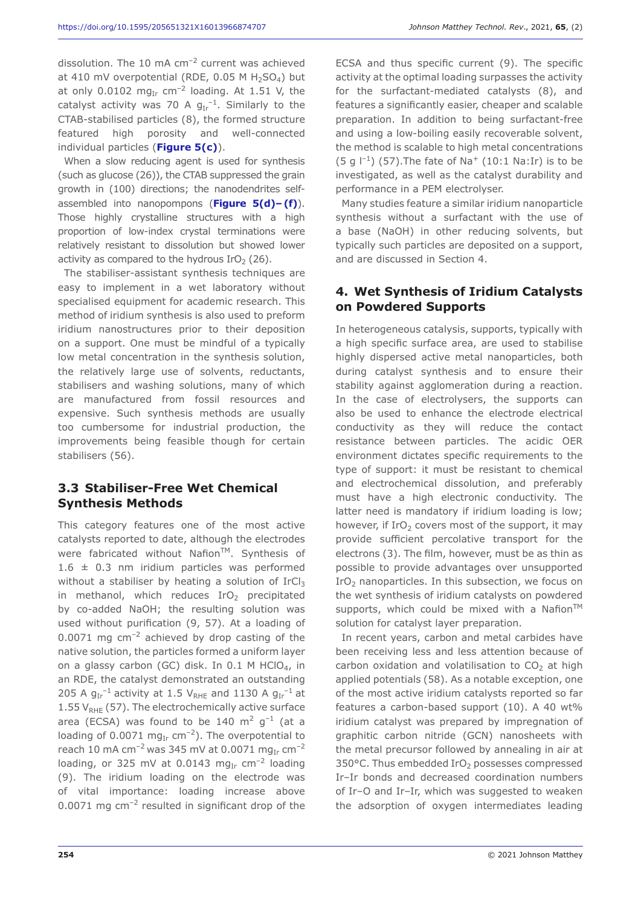dissolution. The 10 mA $cm^{-2}$ current was achieved at 410 mV overpotential (RDE, 0.05 M $H_2SO_4$) but at only 0.0102 $mg_{Ir}$ $cm^{-2}$ loading. At 1.51 V, the catalyst activity was 70 A $g_{Ir}^{-1}$. Similarly to the CTAB-stabilised particles (8), the formed structure featured high porosity and well-connected individual particles (**Figure 5(c)**).

When a slow reducing agent is used for synthesis (such as glucose (26)), the CTAB suppressed the grain growth in (100) directions; the nanodendrites self-assembled into nanopompons (**Figure 5(d)–(f)**). Those highly crystalline structures with a high proportion of low-index crystal terminations were relatively resistant to dissolution but showed lower activity as compared to the hydrous $IrO_2$ (26).

The stabiliser-assistant synthesis techniques are easy to implement in a wet laboratory without specialised equipment for academic research. This method of iridium synthesis is also used to preform iridium nanostructures prior to their deposition on a support. One must be mindful of a typically low metal concentration in the synthesis solution, the relatively large use of solvents, reductants, stabilisers and washing solutions, many of which are manufactured from fossil resources and expensive. Such synthesis methods are usually too cumbersome for industrial production, the improvements being feasible though for certain stabilisers (56).

## 3.3 Stabiliser-Free Wet Chemical Synthesis Methods

This category features one of the most active catalysts reported to date, although the electrodes were fabricated without Nafion™. Synthesis of 1.6 ± 0.3 nm iridium particles was performed without a stabiliser by heating a solution of $IrCl_3$ in methanol, which reduces $IrO_2$ precipitated by co-added NaOH; the resulting solution was used without purification (9, 57). At a loading of 0.0071 mg $cm^{-2}$ achieved by drop casting of the native solution, the particles formed a uniform layer on a glassy carbon (GC) disk. In 0.1 M $HClO_4$, in an RDE, the catalyst demonstrated an outstanding 205 A $g_{Ir}^{-1}$ activity at 1.5 $V_{RHE}$ and 1130 A $g_{Ir}^{-1}$ at 1.55 $V_{RHE}$ (57). The electrochemically active surface area (ECSA) was found to be 140 $m^2$ $g^{-1}$ (at a loading of 0.0071 $mg_{Ir}$ $cm^{-2}$). The overpotential to reach 10 mA $cm^{-2}$ was 345 mV at 0.0071 $mg_{Ir}$ $cm^{-2}$ loading, or 325 mV at 0.0143 $mg_{Ir}$ $cm^{-2}$ loading (9). The iridium loading on the electrode was of vital importance: loading increase above 0.0071 mg $cm^{-2}$ resulted in significant drop of the ECSA and thus specific current (9). The specific activity at the optimal loading surpasses the activity for the surfactant-mediated catalysts (8), and features a significantly easier, cheaper and scalable preparation. In addition to being surfactant-free and using a low-boiling easily recoverable solvent, the method is scalable to high metal concentrations (5 g $l^{-1}$) (57).The fate of $Na^+$ (10:1 Na:Ir) is to be investigated, as well as the catalyst durability and performance in a PEM electrolyser.

Many studies feature a similar iridium nanoparticle synthesis without a surfactant with the use of a base (NaOH) in other reducing solvents, but typically such particles are deposited on a support, and are discussed in Section 4.

# 4. Wet Synthesis of Iridium Catalysts on Powdered Supports

In heterogeneous catalysis, supports, typically with a high specific surface area, are used to stabilise highly dispersed active metal nanoparticles, both during catalyst synthesis and to ensure their stability against agglomeration during a reaction. In the case of electrolysers, the supports can also be used to enhance the electrode electrical conductivity as they will reduce the contact resistance between particles. The acidic OER environment dictates specific requirements to the type of support: it must be resistant to chemical and electrochemical dissolution, and preferably must have a high electronic conductivity. The latter need is mandatory if iridium loading is low; however, if $IrO_2$ covers most of the support, it may provide sufficient percolative transport for the electrons (3). The film, however, must be as thin as possible to provide advantages over unsupported $IrO_2$ nanoparticles. In this subsection, we focus on the wet synthesis of iridium catalysts on powdered supports, which could be mixed with a Nafion™ solution for catalyst layer preparation.

In recent years, carbon and metal carbides have been receiving less and less attention because of carbon oxidation and volatilisation to $CO_2$ at high applied potentials (58). As a notable exception, one of the most active iridium catalysts reported so far features a carbon-based support (10). A 40 wt% iridium catalyst was prepared by impregnation of graphitic carbon nitride (GCN) nanosheets with the metal precursor followed by annealing in air at 350°C. Thus embedded $IrO_2$ possesses compressed Ir–Ir bonds and decreased coordination numbers of Ir–O and Ir–Ir, which was suggested to weaken the adsorption of oxygen intermediates leading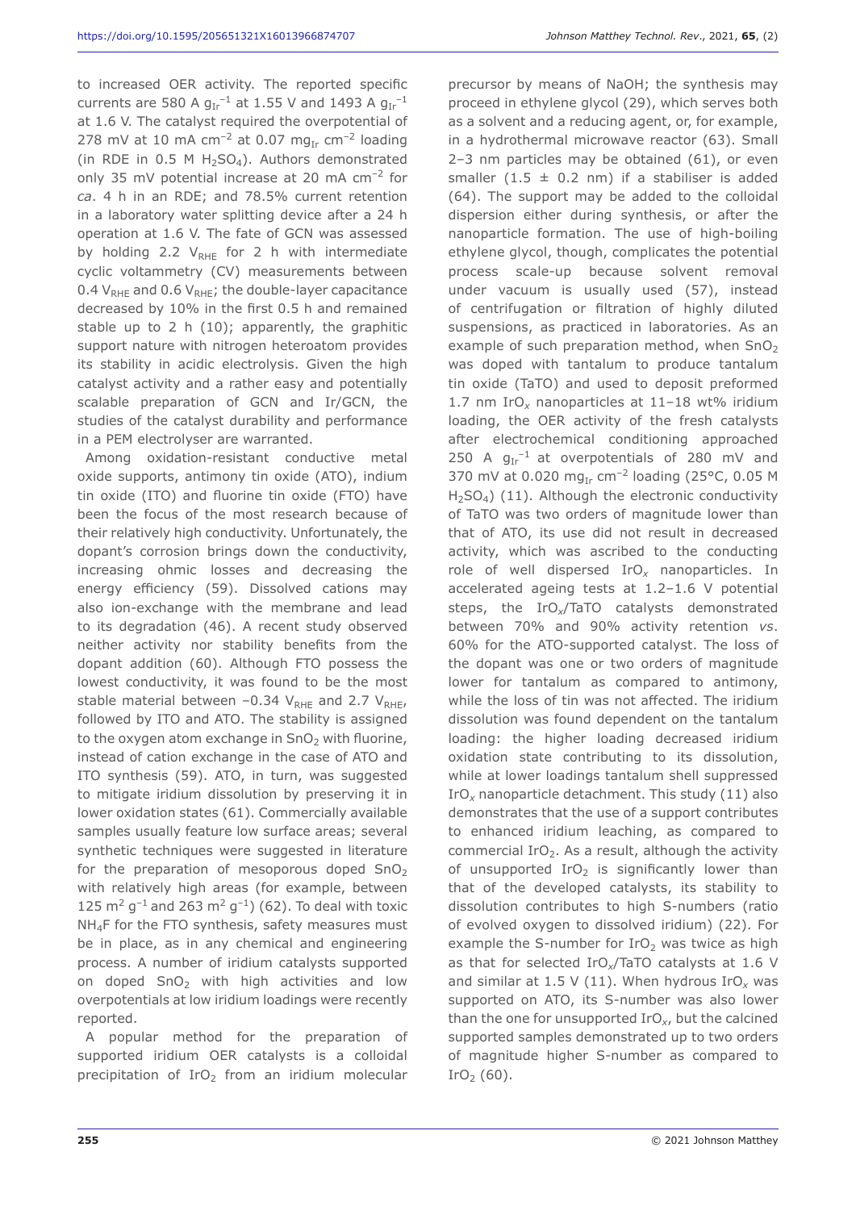to increased OER activity. The reported specific currents are 580 A $g_{Ir}^{-1}$ at 1.55 V and 1493 A $g_{Ir}^{-1}$ at 1.6 V. The catalyst required the overpotential of 278 mV at 10 mA $cm^{-2}$ at 0.07 $mg_{Ir}$ $cm^{-2}$ loading (in RDE in 0.5 M $H_2SO_4$). Authors demonstrated only 35 mV potential increase at 20 mA $cm^{-2}$ for *ca*. 4 h in an RDE; and 78.5% current retention in a laboratory water splitting device after a 24 h operation at 1.6 V. The fate of GCN was assessed by holding 2.2 $V_{RHE}$ for 2 h with intermediate cyclic voltammetry (CV) measurements between 0.4 $V_{RHE}$ and 0.6 $V_{RHE}$; the double-layer capacitance decreased by 10% in the first 0.5 h and remained stable up to 2 h (10); apparently, the graphitic support nature with nitrogen heteroatom provides its stability in acidic electrolysis. Given the high catalyst activity and a rather easy and potentially scalable preparation of GCN and Ir/GCN, the studies of the catalyst durability and performance in a PEM electrolyser are warranted.

Among oxidation-resistant conductive metal oxide supports, antimony tin oxide (ATO), indium tin oxide (ITO) and fluorine tin oxide (FTO) have been the focus of the most research because of their relatively high conductivity. Unfortunately, the dopant's corrosion brings down the conductivity, increasing ohmic losses and decreasing the energy efficiency (59). Dissolved cations may also ion-exchange with the membrane and lead to its degradation (46). A recent study observed neither activity nor stability benefits from the dopant addition (60). Although FTO possess the lowest conductivity, it was found to be the most stable material between –0.34 $V_{RHE}$ and 2.7 $V_{RHE}$, followed by ITO and ATO. The stability is assigned to the oxygen atom exchange in $SnO_2$ with fluorine, instead of cation exchange in the case of ATO and ITO synthesis (59). ATO, in turn, was suggested to mitigate iridium dissolution by preserving it in lower oxidation states (61). Commercially available samples usually feature low surface areas; several synthetic techniques were suggested in literature for the preparation of mesoporous doped $SnO_2$ with relatively high areas (for example, between 125 $m^2$ $g^{-1}$ and 263 $m^2$ $g^{-1}$) (62). To deal with toxic $NH_4F$ for the FTO synthesis, safety measures must be in place, as in any chemical and engineering process. A number of iridium catalysts supported on doped $SnO_2$ with high activities and low overpotentials at low iridium loadings were recently reported.

A popular method for the preparation of supported iridium OER catalysts is a colloidal precipitation of $IrO_2$ from an iridium molecular precursor by means of NaOH; the synthesis may proceed in ethylene glycol (29), which serves both as a solvent and a reducing agent, or, for example, in a hydrothermal microwave reactor (63). Small 2–3 nm particles may be obtained (61), or even smaller (1.5 ± 0.2 nm) if a stabiliser is added (64). The support may be added to the colloidal dispersion either during synthesis, or after the nanoparticle formation. The use of high-boiling ethylene glycol, though, complicates the potential process scale-up because solvent removal under vacuum is usually used (57), instead of centrifugation or filtration of highly diluted suspensions, as practiced in laboratories. As an example of such preparation method, when $SnO_2$ was doped with tantalum to produce tantalum tin oxide (TaTO) and used to deposit preformed 1.7 nm $IrO_x$ nanoparticles at 11–18 wt% iridium loading, the OER activity of the fresh catalysts after electrochemical conditioning approached 250 A $g_{Ir}^{-1}$ at overpotentials of 280 mV and 370 mV at 0.020 $mg_{Ir}$ $cm^{-2}$ loading (25°C, 0.05 M $H_2SO_4$) (11). Although the electronic conductivity of TaTO was two orders of magnitude lower than that of ATO, its use did not result in decreased activity, which was ascribed to the conducting role of well dispersed $IrO_x$ nanoparticles. In accelerated ageing tests at 1.2–1.6 V potential steps, the $IrO_x$/TaTO catalysts demonstrated between 70% and 90% activity retention *vs*. 60% for the ATO-supported catalyst. The loss of the dopant was one or two orders of magnitude lower for tantalum as compared to antimony, while the loss of tin was not affected. The iridium dissolution was found dependent on the tantalum loading: the higher loading decreased iridium oxidation state contributing to its dissolution, while at lower loadings tantalum shell suppressed $IrO_x$ nanoparticle detachment. This study (11) also demonstrates that the use of a support contributes to enhanced iridium leaching, as compared to commercial $IrO_2$. As a result, although the activity of unsupported $IrO_2$ is significantly lower than that of the developed catalysts, its stability to dissolution contributes to high S-numbers (ratio of evolved oxygen to dissolved iridium) (22). For example the S-number for $IrO_2$ was twice as high as that for selected $IrO_x$/TaTO catalysts at 1.6 V and similar at 1.5 V (11). When hydrous $IrO_x$ was supported on ATO, its S-number was also lower than the one for unsupported $IrO_x$, but the calcined supported samples demonstrated up to two orders of magnitude higher S-number as compared to $IrO_2$ (60).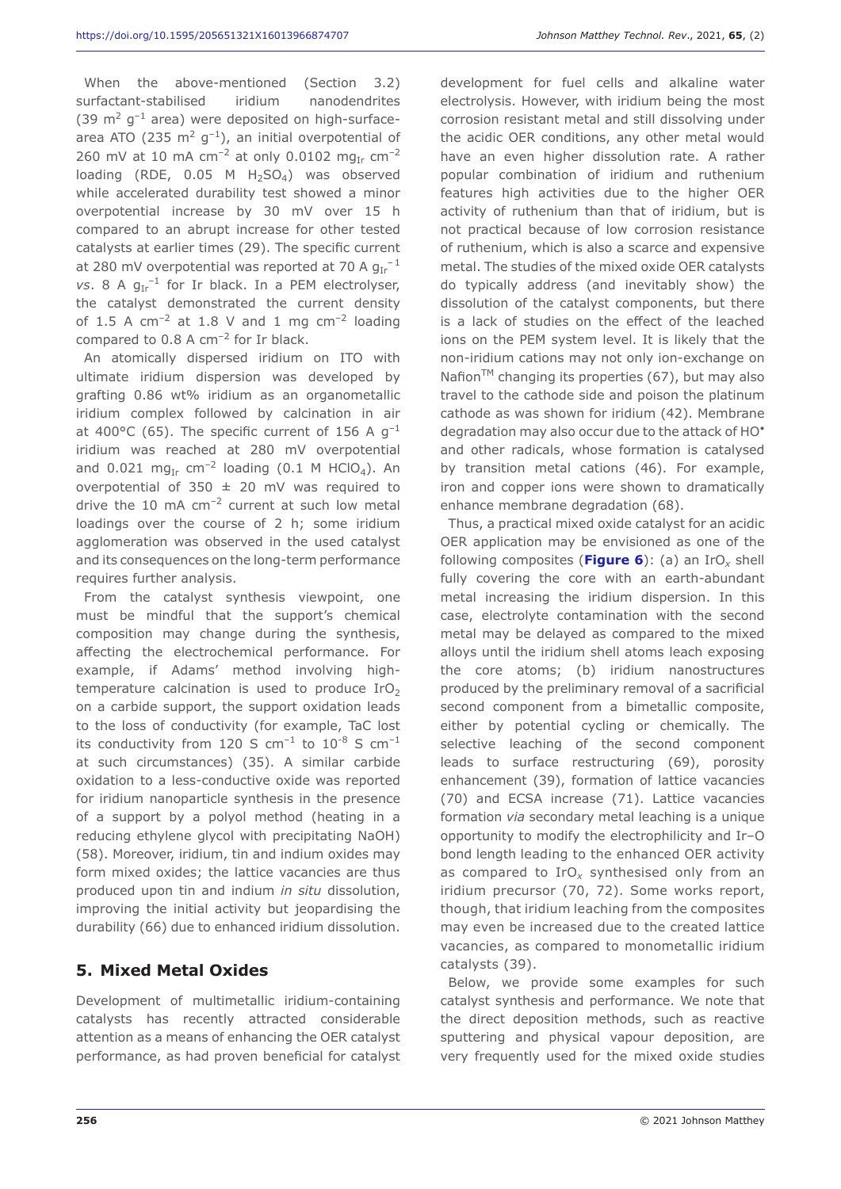When the above-mentioned (Section 3.2) surfactant-stabilised iridium nanodendrites ($39\ m^2\ g^{-1}$ area) were deposited on high-surface-area ATO ($235\ m^2\ g^{-1}$), an initial overpotential of 260 mV at 10 mA $cm^{-2}$ at only 0.0102 $mg_{Ir}\ cm^{-2}$ loading (RDE, 0.05 M $H_2SO_4$) was observed while accelerated durability test showed a minor overpotential increase by 30 mV over 15 h compared to an abrupt increase for other tested catalysts at earlier times (29). The specific current at 280 mV overpotential was reported at 70 A $g_{Ir}^{-1}$ *vs*. 8 A $g_{Ir}^{-1}$ for Ir black. In a PEM electrolyser, the catalyst demonstrated the current density of 1.5 A $cm^{-2}$ at 1.8 V and 1 mg $cm^{-2}$ loading compared to 0.8 A $cm^{-2}$ for Ir black.

An atomically dispersed iridium on ITO with ultimate iridium dispersion was developed by grafting 0.86 wt% iridium as an organometallic iridium complex followed by calcination in air at 400°C (65). The specific current of 156 A $g^{-1}$ iridium was reached at 280 mV overpotential and 0.021 $mg_{Ir}\ cm^{-2}$ loading (0.1 M $HClO_4$). An overpotential of 350 ± 20 mV was required to drive the 10 mA $cm^{-2}$ current at such low metal loadings over the course of 2 h; some iridium agglomeration was observed in the used catalyst and its consequences on the long-term performance requires further analysis.

From the catalyst synthesis viewpoint, one must be mindful that the support's chemical composition may change during the synthesis, affecting the electrochemical performance. For example, if Adams' method involving high-temperature calcination is used to produce $IrO_2$ on a carbide support, the support oxidation leads to the loss of conductivity (for example, TaC lost its conductivity from 120 S $cm^{-1}$ to $10^{-8}$ S $cm^{-1}$ at such circumstances) (35). A similar carbide oxidation to a less-conductive oxide was reported for iridium nanoparticle synthesis in the presence of a support by a polyol method (heating in a reducing ethylene glycol with precipitating NaOH) (58). Moreover, iridium, tin and indium oxides may form mixed oxides; the lattice vacancies are thus produced upon tin and indium *in situ* dissolution, improving the initial activity but jeopardising the durability (66) due to enhanced iridium dissolution.

## 5. Mixed Metal Oxides

Development of multimetallic iridium-containing catalysts has recently attracted considerable attention as a means of enhancing the OER catalyst performance, as had proven beneficial for catalyst development for fuel cells and alkaline water electrolysis. However, with iridium being the most corrosion resistant metal and still dissolving under the acidic OER conditions, any other metal would have an even higher dissolution rate. A rather popular combination of iridium and ruthenium features high activities due to the higher OER activity of ruthenium than that of iridium, but is not practical because of low corrosion resistance of ruthenium, which is also a scarce and expensive metal. The studies of the mixed oxide OER catalysts do typically address (and inevitably show) the dissolution of the catalyst components, but there is a lack of studies on the effect of the leached ions on the PEM system level. It is likely that the non-iridium cations may not only ion-exchange on Nafion™ changing its properties (67), but may also travel to the cathode side and poison the platinum cathode as was shown for iridium (42). Membrane degradation may also occur due to the attack of HO• and other radicals, whose formation is catalysed by transition metal cations (46). For example, iron and copper ions were shown to dramatically enhance membrane degradation (68).

Thus, a practical mixed oxide catalyst for an acidic OER application may be envisioned as one of the following composites (**Figure 6**): (a) an $IrO_x$ shell fully covering the core with an earth-abundant metal increasing the iridium dispersion. In this case, electrolyte contamination with the second metal may be delayed as compared to the mixed alloys until the iridium shell atoms leach exposing the core atoms; (b) iridium nanostructures produced by the preliminary removal of a sacrificial second component from a bimetallic composite, either by potential cycling or chemically. The selective leaching of the second component leads to surface restructuring (69), porosity enhancement (39), formation of lattice vacancies (70) and ECSA increase (71). Lattice vacancies formation *via* secondary metal leaching is a unique opportunity to modify the electrophilicity and Ir–O bond length leading to the enhanced OER activity as compared to $IrO_x$ synthesised only from an iridium precursor (70, 72). Some works report, though, that iridium leaching from the composites may even be increased due to the created lattice vacancies, as compared to monometallic iridium catalysts (39).

Below, we provide some examples for such catalyst synthesis and performance. We note that the direct deposition methods, such as reactive sputtering and physical vapour deposition, are very frequently used for the mixed oxide studies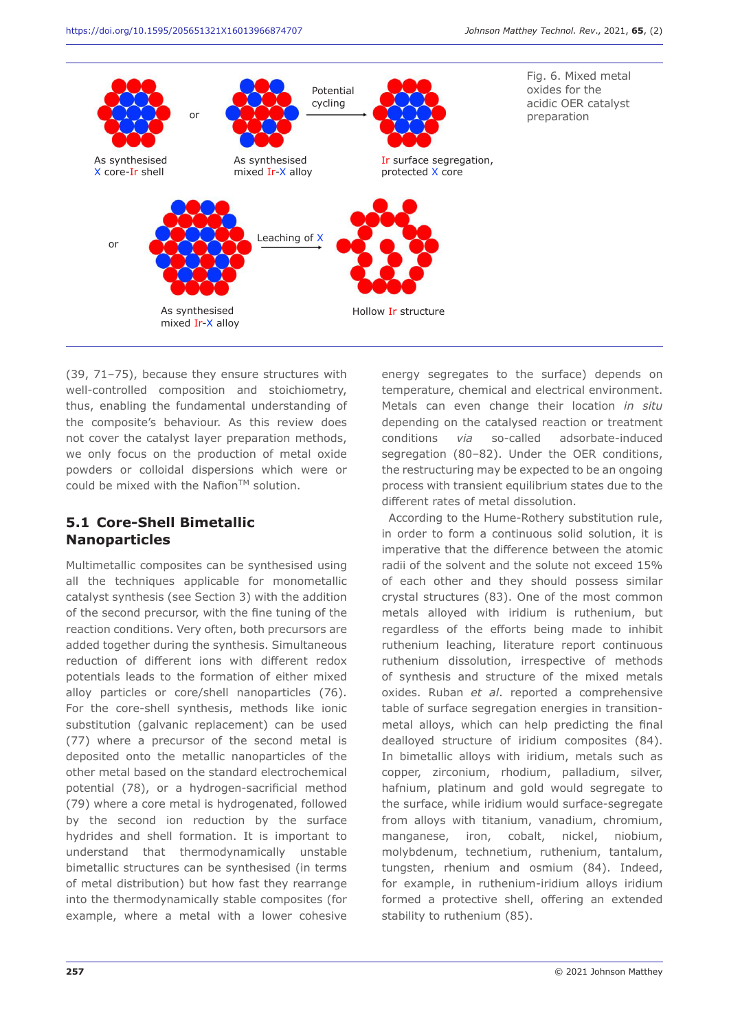Fig. 6. Mixed metal oxides for the acidic OER catalyst preparation

As synthesised X core-Ir shell — or — As synthesised mixed Ir-X alloy — Potential cycling → Ir surface segregation, protected X core

or — As synthesised mixed Ir-X alloy — Leaching of X → Hollow Ir structure

(39, 71–75), because they ensure structures with well-controlled composition and stoichiometry, thus, enabling the fundamental understanding of the composite's behaviour. As this review does not cover the catalyst layer preparation methods, we only focus on the production of metal oxide powders or colloidal dispersions which were or could be mixed with the Nafion™ solution.

## 5.1 Core-Shell Bimetallic Nanoparticles

Multimetallic composites can be synthesised using all the techniques applicable for monometallic catalyst synthesis (see Section 3) with the addition of the second precursor, with the fine tuning of the reaction conditions. Very often, both precursors are added together during the synthesis. Simultaneous reduction of different ions with different redox potentials leads to the formation of either mixed alloy particles or core/shell nanoparticles (76). For the core-shell synthesis, methods like ionic substitution (galvanic replacement) can be used (77) where a precursor of the second metal is deposited onto the metallic nanoparticles of the other metal based on the standard electrochemical potential (78), or a hydrogen-sacrificial method (79) where a core metal is hydrogenated, followed by the second ion reduction by the surface hydrides and shell formation. It is important to understand that thermodynamically unstable bimetallic structures can be synthesised (in terms of metal distribution) but how fast they rearrange into the thermodynamically stable composites (for example, where a metal with a lower cohesive energy segregates to the surface) depends on temperature, chemical and electrical environment. Metals can even change their location *in situ* depending on the catalysed reaction or treatment conditions *via* so-called adsorbate-induced segregation (80–82). Under the OER conditions, the restructuring may be expected to be an ongoing process with transient equilibrium states due to the different rates of metal dissolution.

According to the Hume-Rothery substitution rule, in order to form a continuous solid solution, it is imperative that the difference between the atomic radii of the solvent and the solute not exceed 15% of each other and they should possess similar crystal structures (83). One of the most common metals alloyed with iridium is ruthenium, but regardless of the efforts being made to inhibit ruthenium leaching, literature report continuous ruthenium dissolution, irrespective of methods of synthesis and structure of the mixed metals oxides. Ruban *et al.* reported a comprehensive table of surface segregation energies in transition-metal alloys, which can help predicting the final dealloyed structure of iridium composites (84). In bimetallic alloys with iridium, metals such as copper, zirconium, rhodium, palladium, silver, hafnium, platinum and gold would segregate to the surface, while iridium would surface-segregate from alloys with titanium, vanadium, chromium, manganese, iron, cobalt, nickel, niobium, molybdenum, technetium, ruthenium, tantalum, tungsten, rhenium and osmium (84). Indeed, for example, in ruthenium-iridium alloys iridium formed a protective shell, offering an extended stability to ruthenium (85).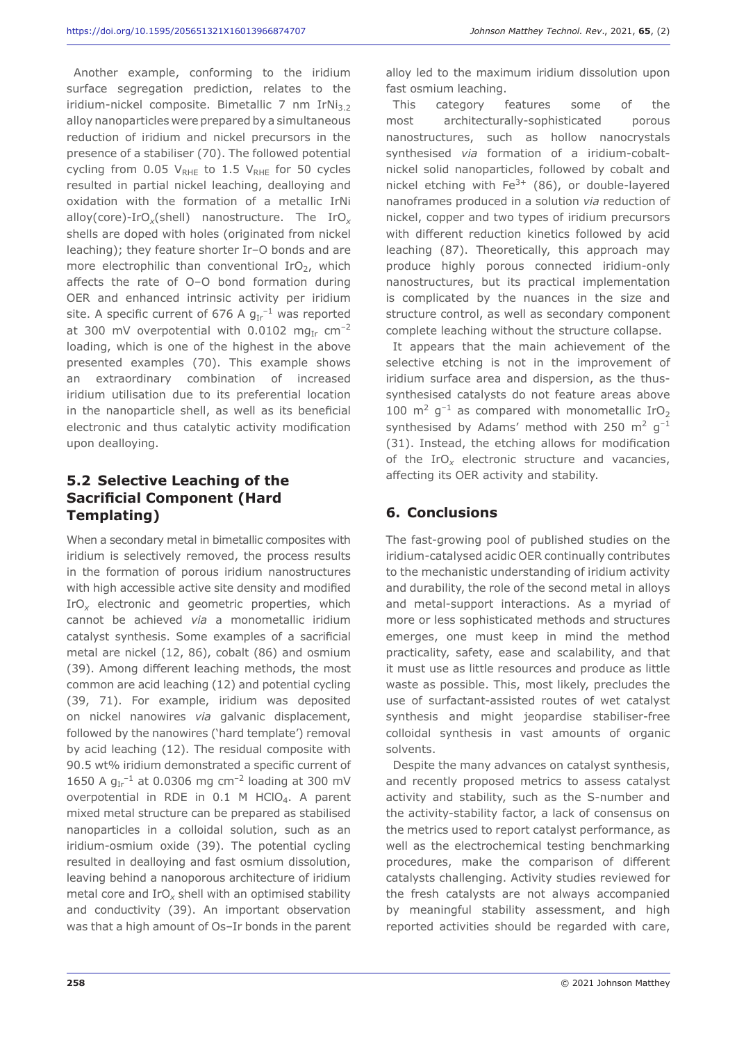Another example, conforming to the iridium surface segregation prediction, relates to the iridium-nickel composite. Bimetallic 7 nm $IrNi_{3.2}$ alloy nanoparticles were prepared by a simultaneous reduction of iridium and nickel precursors in the presence of a stabiliser (70). The followed potential cycling from 0.05 $V_{RHE}$ to 1.5 $V_{RHE}$ for 50 cycles resulted in partial nickel leaching, dealloying and oxidation with the formation of a metallic IrNi alloy(core)-$IrO_x$(shell) nanostructure. The $IrO_x$ shells are doped with holes (originated from nickel leaching); they feature shorter Ir–O bonds and are more electrophilic than conventional $IrO_2$, which affects the rate of O–O bond formation during OER and enhanced intrinsic activity per iridium site. A specific current of 676 A $g_{Ir}^{-1}$ was reported at 300 mV overpotential with 0.0102 $mg_{Ir}$ $cm^{-2}$ loading, which is one of the highest in the above presented examples (70). This example shows an extraordinary combination of increased iridium utilisation due to its preferential location in the nanoparticle shell, as well as its beneficial electronic and thus catalytic activity modification upon dealloying.

## 5.2 Selective Leaching of the Sacrificial Component (Hard Templating)

When a secondary metal in bimetallic composites with iridium is selectively removed, the process results in the formation of porous iridium nanostructures with high accessible active site density and modified $IrO_x$ electronic and geometric properties, which cannot be achieved *via* a monometallic iridium catalyst synthesis. Some examples of a sacrificial metal are nickel (12, 86), cobalt (86) and osmium (39). Among different leaching methods, the most common are acid leaching (12) and potential cycling (39, 71). For example, iridium was deposited on nickel nanowires *via* galvanic displacement, followed by the nanowires ('hard template') removal by acid leaching (12). The residual composite with 90.5 wt% iridium demonstrated a specific current of 1650 A $g_{Ir}^{-1}$ at 0.0306 mg $cm^{-2}$ loading at 300 mV overpotential in RDE in 0.1 M $HClO_4$. A parent mixed metal structure can be prepared as stabilised nanoparticles in a colloidal solution, such as an iridium-osmium oxide (39). The potential cycling resulted in dealloying and fast osmium dissolution, leaving behind a nanoporous architecture of iridium metal core and $IrO_x$ shell with an optimised stability and conductivity (39). An important observation was that a high amount of Os–Ir bonds in the parent alloy led to the maximum iridium dissolution upon fast osmium leaching.

This category features some of the most architecturally-sophisticated porous nanostructures, such as hollow nanocrystals synthesised *via* formation of a iridium-cobalt-nickel solid nanoparticles, followed by cobalt and nickel etching with $Fe^{3+}$ (86), or double-layered nanoframes produced in a solution *via* reduction of nickel, copper and two types of iridium precursors with different reduction kinetics followed by acid leaching (87). Theoretically, this approach may produce highly porous connected iridium-only nanostructures, but its practical implementation is complicated by the nuances in the size and structure control, as well as secondary component complete leaching without the structure collapse.

It appears that the main achievement of the selective etching is not in the improvement of iridium surface area and dispersion, as the thus-synthesised catalysts do not feature areas above 100 $m^2$ $g^{-1}$ as compared with monometallic $IrO_2$ synthesised by Adams' method with 250 $m^2$ $g^{-1}$ (31). Instead, the etching allows for modification of the $IrO_x$ electronic structure and vacancies, affecting its OER activity and stability.

## 6. Conclusions

The fast-growing pool of published studies on the iridium-catalysed acidic OER continually contributes to the mechanistic understanding of iridium activity and durability, the role of the second metal in alloys and metal-support interactions. As a myriad of more or less sophisticated methods and structures emerges, one must keep in mind the method practicality, safety, ease and scalability, and that it must use as little resources and produce as little waste as possible. This, most likely, precludes the use of surfactant-assisted routes of wet catalyst synthesis and might jeopardise stabiliser-free colloidal synthesis in vast amounts of organic solvents.

Despite the many advances on catalyst synthesis, and recently proposed metrics to assess catalyst activity and stability, such as the S-number and the activity-stability factor, a lack of consensus on the metrics used to report catalyst performance, as well as the electrochemical testing benchmarking procedures, make the comparison of different catalysts challenging. Activity studies reviewed for the fresh catalysts are not always accompanied by meaningful stability assessment, and high reported activities should be regarded with care,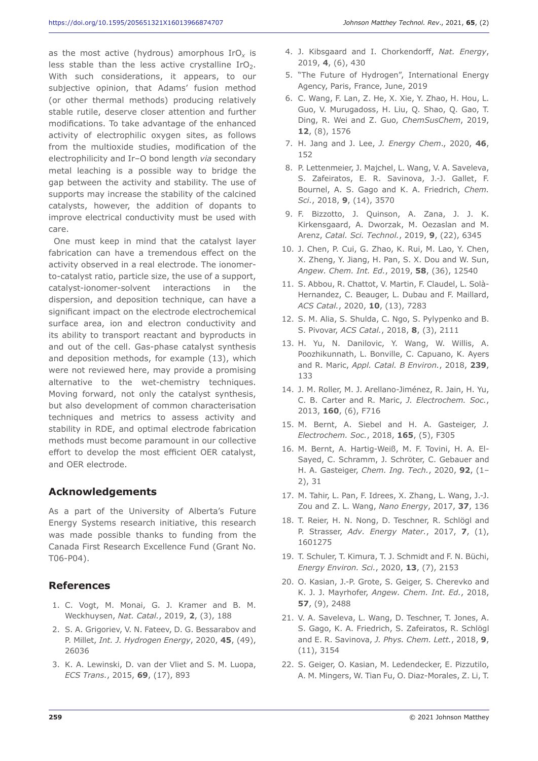as the most active (hydrous) amorphous $IrO_x$ is less stable than the less active crystalline $IrO_2$. With such considerations, it appears, to our subjective opinion, that Adams' fusion method (or other thermal methods) producing relatively stable rutile, deserve closer attention and further modifications. To take advantage of the enhanced activity of electrophilic oxygen sites, as follows from the multioxide studies, modification of the electrophilicity and Ir–O bond length *via* secondary metal leaching is a possible way to bridge the gap between the activity and stability. The use of supports may increase the stability of the calcined catalysts, however, the addition of dopants to improve electrical conductivity must be used with care.

One must keep in mind that the catalyst layer fabrication can have a tremendous effect on the activity observed in a real electrode. The ionomer-to-catalyst ratio, particle size, the use of a support, catalyst-ionomer-solvent interactions in the dispersion, and deposition technique, can have a significant impact on the electrode electrochemical surface area, ion and electron conductivity and its ability to transport reactant and byproducts in and out of the cell. Gas-phase catalyst synthesis and deposition methods, for example (13), which were not reviewed here, may provide a promising alternative to the wet-chemistry techniques. Moving forward, not only the catalyst synthesis, but also development of common characterisation techniques and metrics to assess activity and stability in RDE, and optimal electrode fabrication methods must become paramount in our collective effort to develop the most efficient OER catalyst, and OER electrode.

## Acknowledgements

As a part of the University of Alberta's Future Energy Systems research initiative, this research was made possible thanks to funding from the Canada First Research Excellence Fund (Grant No. T06-P04).

## References

1. C. Vogt, M. Monai, G. J. Kramer and B. M. Weckhuysen, *Nat. Catal.*, 2019, **2**, (3), 188
2. S. A. Grigoriev, V. N. Fateev, D. G. Bessarabov and P. Millet, *Int. J. Hydrogen Energy*, 2020, **45**, (49), 26036
3. K. A. Lewinski, D. van der Vliet and S. M. Luopa, *ECS Trans.*, 2015, **69**, (17), 893
4. J. Kibsgaard and I. Chorkendorff, *Nat. Energy*, 2019, **4**, (6), 430
5. "The Future of Hydrogen", International Energy Agency, Paris, France, June, 2019
6. C. Wang, F. Lan, Z. He, X. Xie, Y. Zhao, H. Hou, L. Guo, V. Murugadoss, H. Liu, Q. Shao, Q. Gao, T. Ding, R. Wei and Z. Guo, *ChemSusChem*, 2019, **12**, (8), 1576
7. H. Jang and J. Lee, *J. Energy Chem.*, 2020, **46**, 152
8. P. Lettenmeier, J. Majchel, L. Wang, V. A. Saveleva, S. Zafeiratos, E. R. Savinova, J.-J. Gallet, F. Bournel, A. S. Gago and K. A. Friedrich, *Chem. Sci.*, 2018, **9**, (14), 3570
9. F. Bizzotto, J. Quinson, A. Zana, J. J. K. Kirkensgaard, A. Dworzak, M. Oezaslan and M. Arenz, *Catal. Sci. Technol.*, 2019, **9**, (22), 6345
10. J. Chen, P. Cui, G. Zhao, K. Rui, M. Lao, Y. Chen, X. Zheng, Y. Jiang, H. Pan, S. X. Dou and W. Sun, *Angew. Chem. Int. Ed.*, 2019, **58**, (36), 12540
11. S. Abbou, R. Chattot, V. Martin, F. Claudel, L. Solà-Hernandez, C. Beauger, L. Dubau and F. Maillard, *ACS Catal.*, 2020, **10**, (13), 7283
12. S. M. Alia, S. Shulda, C. Ngo, S. Pylypenko and B. S. Pivovar, *ACS Catal.*, 2018, **8**, (3), 2111
13. H. Yu, N. Danilovic, Y. Wang, W. Willis, A. Poozhikunnath, L. Bonville, C. Capuano, K. Ayers and R. Maric, *Appl. Catal. B Environ.*, 2018, **239**, 133
14. J. M. Roller, M. J. Arellano-Jiménez, R. Jain, H. Yu, C. B. Carter and R. Maric, *J. Electrochem. Soc.*, 2013, **160**, (6), F716
15. M. Bernt, A. Siebel and H. A. Gasteiger, *J. Electrochem. Soc.*, 2018, **165**, (5), F305
16. M. Bernt, A. Hartig-Weiß, M. F. Tovini, H. A. El-Sayed, C. Schramm, J. Schröter, C. Gebauer and H. A. Gasteiger, *Chem. Ing. Tech.*, 2020, **92**, (1–2), 31
17. M. Tahir, L. Pan, F. Idrees, X. Zhang, L. Wang, J.-J. Zou and Z. L. Wang, *Nano Energy*, 2017, **37**, 136
18. T. Reier, H. N. Nong, D. Teschner, R. Schlögl and P. Strasser, *Adv. Energy Mater.*, 2017, **7**, (1), 1601275
19. T. Schuler, T. Kimura, T. J. Schmidt and F. N. Büchi, *Energy Environ. Sci.*, 2020, **13**, (7), 2153
20. O. Kasian, J.-P. Grote, S. Geiger, S. Cherevko and K. J. J. Mayrhofer, *Angew. Chem. Int. Ed.*, 2018, **57**, (9), 2488
21. V. A. Saveleva, L. Wang, D. Teschner, T. Jones, A. S. Gago, K. A. Friedrich, S. Zafeiratos, R. Schlögl and E. R. Savinova, *J. Phys. Chem. Lett.*, 2018, **9**, (11), 3154
22. S. Geiger, O. Kasian, M. Ledendecker, E. Pizzutilo, A. M. Mingers, W. Tian Fu, O. Diaz-Morales, Z. Li, T.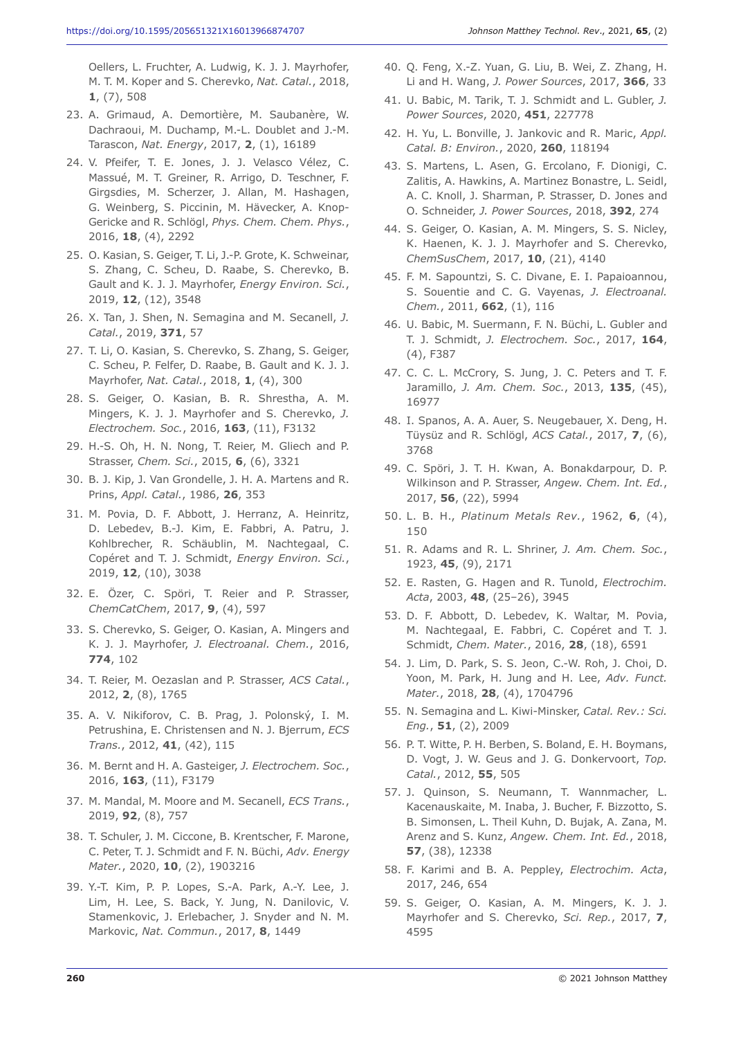Oellers, L. Fruchter, A. Ludwig, K. J. J. Mayrhofer, M. T. M. Koper and S. Cherevko, *Nat. Catal.*, 2018, **1**, (7), 508

23. A. Grimaud, A. Demortière, M. Saubanère, W. Dachraoui, M. Duchamp, M.-L. Doublet and J.-M. Tarascon, *Nat. Energy*, 2017, **2**, (1), 16189
24. V. Pfeifer, T. E. Jones, J. J. Velasco Vélez, C. Massué, M. T. Greiner, R. Arrigo, D. Teschner, F. Girgsdies, M. Scherzer, J. Allan, M. Hashagen, G. Weinberg, S. Piccinin, M. Hävecker, A. Knop-Gericke and R. Schlögl, *Phys. Chem. Chem. Phys.*, 2016, **18**, (4), 2292
25. O. Kasian, S. Geiger, T. Li, J.-P. Grote, K. Schweinar, S. Zhang, C. Scheu, D. Raabe, S. Cherevko, B. Gault and K. J. J. Mayrhofer, *Energy Environ. Sci.*, 2019, **12**, (12), 3548
26. X. Tan, J. Shen, N. Semagina and M. Secanell, *J. Catal.*, 2019, **371**, 57
27. T. Li, O. Kasian, S. Cherevko, S. Zhang, S. Geiger, C. Scheu, P. Felfer, D. Raabe, B. Gault and K. J. J. Mayrhofer, *Nat. Catal.*, 2018, **1**, (4), 300
28. S. Geiger, O. Kasian, B. R. Shrestha, A. M. Mingers, K. J. J. Mayrhofer and S. Cherevko, *J. Electrochem. Soc.*, 2016, **163**, (11), F3132
29. H.-S. Oh, H. N. Nong, T. Reier, M. Gliech and P. Strasser, *Chem. Sci.*, 2015, **6**, (6), 3321
30. B. J. Kip, J. Van Grondelle, J. H. A. Martens and R. Prins, *Appl. Catal.*, 1986, **26**, 353
31. M. Povia, D. F. Abbott, J. Herranz, A. Heinritz, D. Lebedev, B.-J. Kim, E. Fabbri, A. Patru, J. Kohlbrecher, R. Schäublin, M. Nachtegaal, C. Copéret and T. J. Schmidt, *Energy Environ. Sci.*, 2019, **12**, (10), 3038
32. E. Özer, C. Spöri, T. Reier and P. Strasser, *ChemCatChem*, 2017, **9**, (4), 597
33. S. Cherevko, S. Geiger, O. Kasian, A. Mingers and K. J. J. Mayrhofer, *J. Electroanal. Chem.*, 2016, **774**, 102
34. T. Reier, M. Oezaslan and P. Strasser, *ACS Catal.*, 2012, **2**, (8), 1765
35. A. V. Nikiforov, C. B. Prag, J. Polonský, I. M. Petrushina, E. Christensen and N. J. Bjerrum, *ECS Trans.*, 2012, **41**, (42), 115
36. M. Bernt and H. A. Gasteiger, *J. Electrochem. Soc.*, 2016, **163**, (11), F3179
37. M. Mandal, M. Moore and M. Secanell, *ECS Trans.*, 2019, **92**, (8), 757
38. T. Schuler, J. M. Ciccone, B. Krentscher, F. Marone, C. Peter, T. J. Schmidt and F. N. Büchi, *Adv. Energy Mater.*, 2020, **10**, (2), 1903216
39. Y.-T. Kim, P. P. Lopes, S.-A. Park, A.-Y. Lee, J. Lim, H. Lee, S. Back, Y. Jung, N. Danilovic, V. Stamenkovic, J. Erlebacher, J. Snyder and N. M. Markovic, *Nat. Commun.*, 2017, **8**, 1449
40. Q. Feng, X.-Z. Yuan, G. Liu, B. Wei, Z. Zhang, H. Li and H. Wang, *J. Power Sources*, 2017, **366**, 33
41. U. Babic, M. Tarik, T. J. Schmidt and L. Gubler, *J. Power Sources*, 2020, **451**, 227778
42. H. Yu, L. Bonville, J. Jankovic and R. Maric, *Appl. Catal. B: Environ.*, 2020, **260**, 118194
43. S. Martens, L. Asen, G. Ercolano, F. Dionigi, C. Zalitis, A. Hawkins, A. Martinez Bonastre, L. Seidl, A. C. Knoll, J. Sharman, P. Strasser, D. Jones and O. Schneider, *J. Power Sources*, 2018, **392**, 274
44. S. Geiger, O. Kasian, A. M. Mingers, S. S. Nicley, K. Haenen, K. J. J. Mayrhofer and S. Cherevko, *ChemSusChem*, 2017, **10**, (21), 4140
45. F. M. Sapountzi, S. C. Divane, E. I. Papaioannou, S. Souentie and C. G. Vayenas, *J. Electroanal. Chem.*, 2011, **662**, (1), 116
46. U. Babic, M. Suermann, F. N. Büchi, L. Gubler and T. J. Schmidt, *J. Electrochem. Soc.*, 2017, **164**, (4), F387
47. C. C. L. McCrory, S. Jung, J. C. Peters and T. F. Jaramillo, *J. Am. Chem. Soc.*, 2013, **135**, (45), 16977
48. I. Spanos, A. A. Auer, S. Neugebauer, X. Deng, H. Tüysüz and R. Schlögl, *ACS Catal.*, 2017, **7**, (6), 3768
49. C. Spöri, J. T. H. Kwan, A. Bonakdarpour, D. P. Wilkinson and P. Strasser, *Angew. Chem. Int. Ed.*, 2017, **56**, (22), 5994
50. L. B. H., *Platinum Metals Rev.*, 1962, **6**, (4), 150
51. R. Adams and R. L. Shriner, *J. Am. Chem. Soc.*, 1923, **45**, (9), 2171
52. E. Rasten, G. Hagen and R. Tunold, *Electrochim. Acta*, 2003, **48**, (25–26), 3945
53. D. F. Abbott, D. Lebedev, K. Waltar, M. Povia, M. Nachtegaal, E. Fabbri, C. Copéret and T. J. Schmidt, *Chem. Mater.*, 2016, **28**, (18), 6591
54. J. Lim, D. Park, S. S. Jeon, C.-W. Roh, J. Choi, D. Yoon, M. Park, H. Jung and H. Lee, *Adv. Funct. Mater.*, 2018, **28**, (4), 1704796
55. N. Semagina and L. Kiwi-Minsker, *Catal. Rev.: Sci. Eng.*, **51**, (2), 2009
56. P. T. Witte, P. H. Berben, S. Boland, E. H. Boymans, D. Vogt, J. W. Geus and J. G. Donkervoort, *Top. Catal.*, 2012, **55**, 505
57. J. Quinson, S. Neumann, T. Wannmacher, L. Kacenauskaite, M. Inaba, J. Bucher, F. Bizzotto, S. B. Simonsen, L. Theil Kuhn, D. Bujak, A. Zana, M. Arenz and S. Kunz, *Angew. Chem. Int. Ed.*, 2018, **57**, (38), 12338
58. F. Karimi and B. A. Peppley, *Electrochim. Acta*, 2017, 246, 654
59. S. Geiger, O. Kasian, A. M. Mingers, K. J. J. Mayrhofer and S. Cherevko, *Sci. Rep.*, 2017, **7**, 4595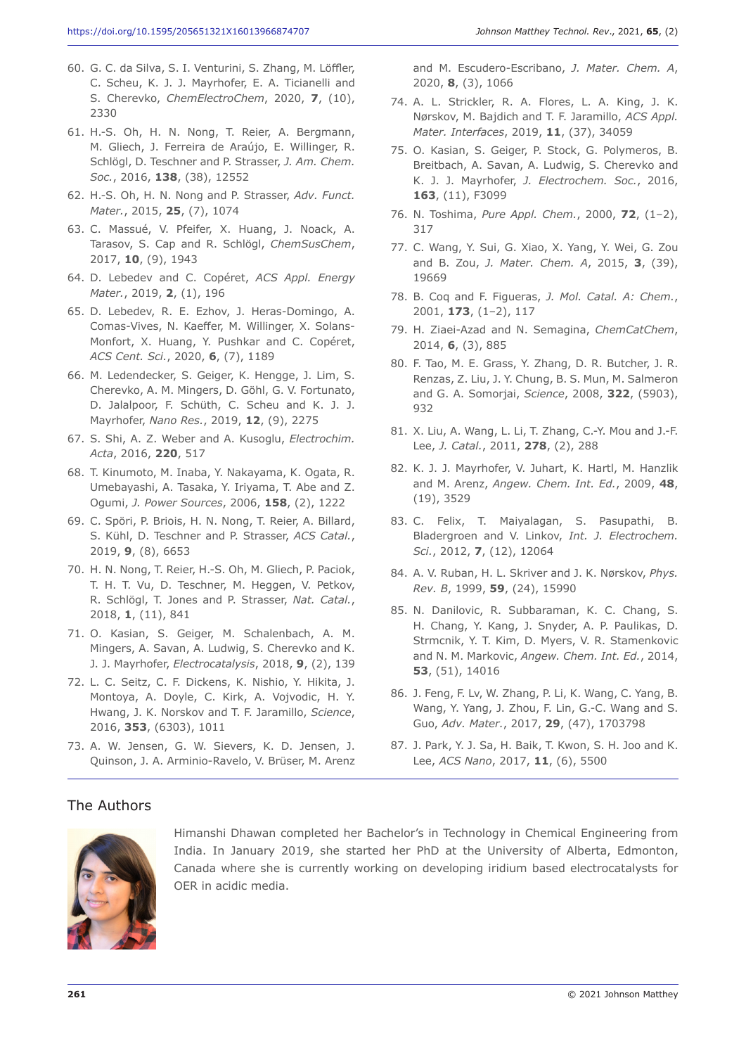60. G. C. da Silva, S. I. Venturini, S. Zhang, M. Löffler, C. Scheu, K. J. J. Mayrhofer, E. A. Ticianelli and S. Cherevko, *ChemElectroChem*, 2020, **7**, (10), 2330

61. H.-S. Oh, H. N. Nong, T. Reier, A. Bergmann, M. Gliech, J. Ferreira de Araújo, E. Willinger, R. Schlögl, D. Teschner and P. Strasser, *J. Am. Chem. Soc.*, 2016, **138**, (38), 12552

62. H.-S. Oh, H. N. Nong and P. Strasser, *Adv. Funct. Mater.*, 2015, **25**, (7), 1074

63. C. Massué, V. Pfeifer, X. Huang, J. Noack, A. Tarasov, S. Cap and R. Schlögl, *ChemSusChem*, 2017, **10**, (9), 1943

64. D. Lebedev and C. Copéret, *ACS Appl. Energy Mater.*, 2019, **2**, (1), 196

65. D. Lebedev, R. E. Ezhov, J. Heras-Domingo, A. Comas-Vives, N. Kaeffer, M. Willinger, X. Solans-Monfort, X. Huang, Y. Pushkar and C. Copéret, *ACS Cent. Sci.*, 2020, **6**, (7), 1189

66. M. Ledendecker, S. Geiger, K. Hengge, J. Lim, S. Cherevko, A. M. Mingers, D. Göhl, G. V. Fortunato, D. Jalalpoor, F. Schüth, C. Scheu and K. J. J. Mayrhofer, *Nano Res.*, 2019, **12**, (9), 2275

67. S. Shi, A. Z. Weber and A. Kusoglu, *Electrochim. Acta*, 2016, **220**, 517

68. T. Kinumoto, M. Inaba, Y. Nakayama, K. Ogata, R. Umebayashi, A. Tasaka, Y. Iriyama, T. Abe and Z. Ogumi, *J. Power Sources*, 2006, **158**, (2), 1222

69. C. Spöri, P. Briois, H. N. Nong, T. Reier, A. Billard, S. Kühl, D. Teschner and P. Strasser, *ACS Catal.*, 2019, **9**, (8), 6653

70. H. N. Nong, T. Reier, H.-S. Oh, M. Gliech, P. Paciok, T. H. T. Vu, D. Teschner, M. Heggen, V. Petkov, R. Schlögl, T. Jones and P. Strasser, *Nat. Catal.*, 2018, **1**, (11), 841

71. O. Kasian, S. Geiger, M. Schalenbach, A. M. Mingers, A. Savan, A. Ludwig, S. Cherevko and K. J. J. Mayrhofer, *Electrocatalysis*, 2018, **9**, (2), 139

72. L. C. Seitz, C. F. Dickens, K. Nishio, Y. Hikita, J. Montoya, A. Doyle, C. Kirk, A. Vojvodic, H. Y. Hwang, J. K. Norskov and T. F. Jaramillo, *Science*, 2016, **353**, (6303), 1011

73. A. W. Jensen, G. W. Sievers, K. D. Jensen, J. Quinson, J. A. Arminio-Ravelo, V. Brüser, M. Arenz and M. Escudero-Escribano, *J. Mater. Chem. A*, 2020, **8**, (3), 1066

74. A. L. Strickler, R. A. Flores, L. A. King, J. K. Nørskov, M. Bajdich and T. F. Jaramillo, *ACS Appl. Mater. Interfaces*, 2019, **11**, (37), 34059

75. O. Kasian, S. Geiger, P. Stock, G. Polymeros, B. Breitbach, A. Savan, A. Ludwig, S. Cherevko and K. J. J. Mayrhofer, *J. Electrochem. Soc.*, 2016, **163**, (11), F3099

76. N. Toshima, *Pure Appl. Chem.*, 2000, **72**, (1–2), 317

77. C. Wang, Y. Sui, G. Xiao, X. Yang, Y. Wei, G. Zou and B. Zou, *J. Mater. Chem. A*, 2015, **3**, (39), 19669

78. B. Coq and F. Figueras, *J. Mol. Catal. A: Chem.*, 2001, **173**, (1–2), 117

79. H. Ziaei-Azad and N. Semagina, *ChemCatChem*, 2014, **6**, (3), 885

80. F. Tao, M. E. Grass, Y. Zhang, D. R. Butcher, J. R. Renzas, Z. Liu, J. Y. Chung, B. S. Mun, M. Salmeron and G. A. Somorjai, *Science*, 2008, **322**, (5903), 932

81. X. Liu, A. Wang, L. Li, T. Zhang, C.-Y. Mou and J.-F. Lee, *J. Catal.*, 2011, **278**, (2), 288

82. K. J. J. Mayrhofer, V. Juhart, K. Hartl, M. Hanzlik and M. Arenz, *Angew. Chem. Int. Ed.*, 2009, **48**, (19), 3529

83. C. Felix, T. Maiyalagan, S. Pasupathi, B. Bladergroen and V. Linkov, *Int. J. Electrochem. Sci.*, 2012, **7**, (12), 12064

84. A. V. Ruban, H. L. Skriver and J. K. Nørskov, *Phys. Rev. B*, 1999, **59**, (24), 15990

85. N. Danilovic, R. Subbaraman, K. C. Chang, S. H. Chang, Y. Kang, J. Snyder, A. P. Paulikas, D. Strmcnik, Y. T. Kim, D. Myers, V. R. Stamenkovic and N. M. Markovic, *Angew. Chem. Int. Ed.*, 2014, **53**, (51), 14016

86. J. Feng, F. Lv, W. Zhang, P. Li, K. Wang, C. Yang, B. Wang, Y. Yang, J. Zhou, F. Lin, G.-C. Wang and S. Guo, *Adv. Mater.*, 2017, **29**, (47), 1703798

87. J. Park, Y. J. Sa, H. Baik, T. Kwon, S. H. Joo and K. Lee, *ACS Nano*, 2017, **11**, (6), 5500

## The Authors

Himanshi Dhawan completed her Bachelor's in Technology in Chemical Engineering from India. In January 2019, she started her PhD at the University of Alberta, Edmonton, Canada where she is currently working on developing iridium based electrocatalysts for OER in acidic media.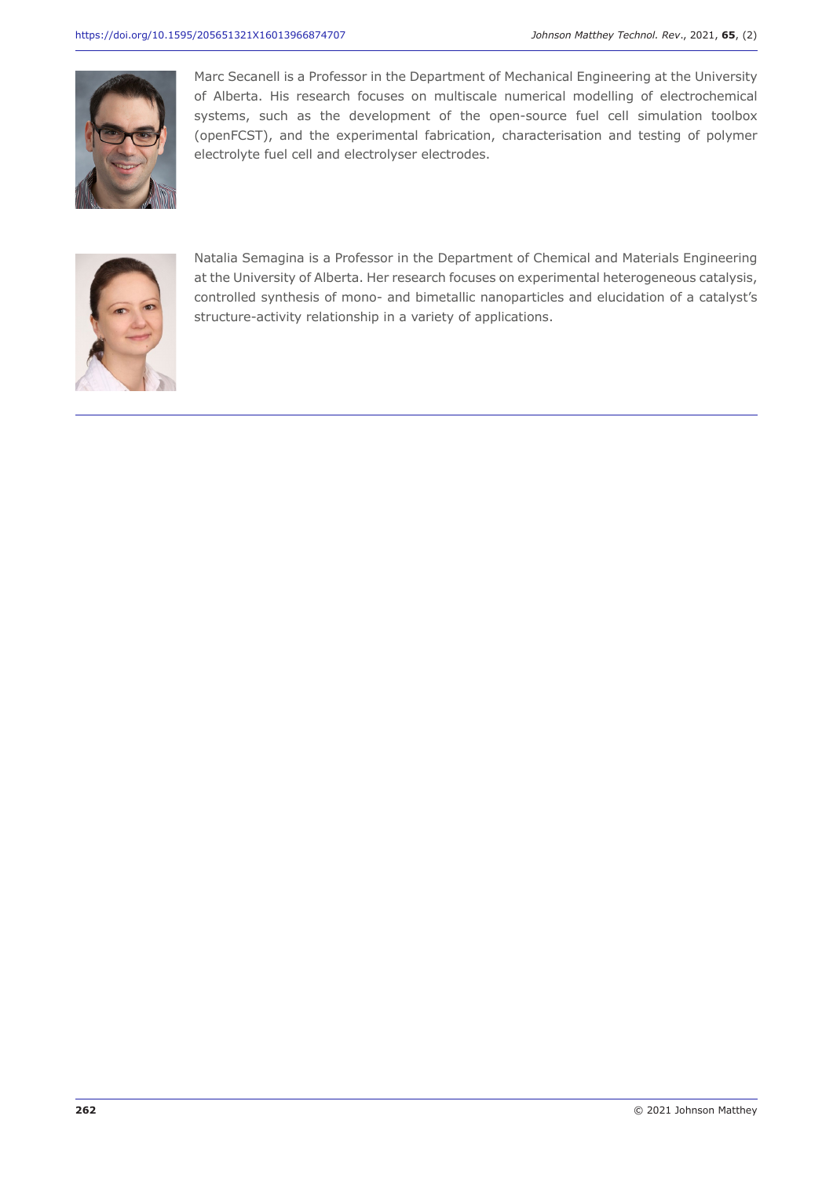Marc Secanell is a Professor in the Department of Mechanical Engineering at the University of Alberta. His research focuses on multiscale numerical modelling of electrochemical systems, such as the development of the open-source fuel cell simulation toolbox (openFCST), and the experimental fabrication, characterisation and testing of polymer electrolyte fuel cell and electrolyser electrodes.

Natalia Semagina is a Professor in the Department of Chemical and Materials Engineering at the University of Alberta. Her research focuses on experimental heterogeneous catalysis, controlled synthesis of mono- and bimetallic nanoparticles and elucidation of a catalyst's structure-activity relationship in a variety of applications.